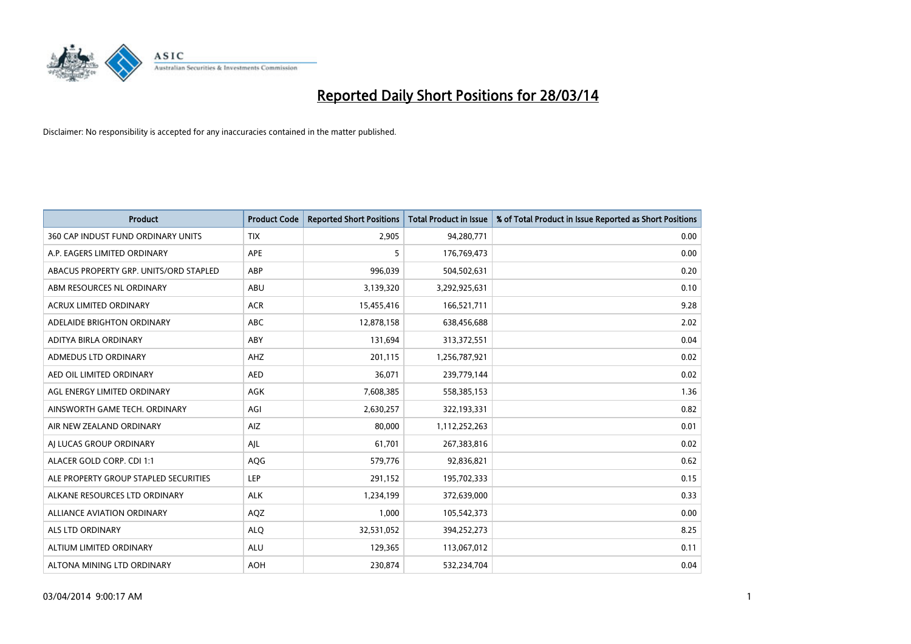# Reported Daily Short Positions for 28/03/14

Disclaimer: No responsibility is accepted for any inaccuracies contained in the matter published.

| Product | Product Code | Reported Short Positions | Total Product in Issue | % of Total Product in Issue Reported as Short Positions |
|---|---|---|---|---|
| 360 CAP INDUST FUND ORDINARY UNITS | TIX | 2,905 | 94,280,771 | 0.00 |
| A.P. EAGERS LIMITED ORDINARY | APE | 5 | 176,769,473 | 0.00 |
| ABACUS PROPERTY GRP. UNITS/ORD STAPLED | ABP | 996,039 | 504,502,631 | 0.20 |
| ABM RESOURCES NL ORDINARY | ABU | 3,139,320 | 3,292,925,631 | 0.10 |
| ACRUX LIMITED ORDINARY | ACR | 15,455,416 | 166,521,711 | 9.28 |
| ADELAIDE BRIGHTON ORDINARY | ABC | 12,878,158 | 638,456,688 | 2.02 |
| ADITYA BIRLA ORDINARY | ABY | 131,694 | 313,372,551 | 0.04 |
| ADMEDUS LTD ORDINARY | AHZ | 201,115 | 1,256,787,921 | 0.02 |
| AED OIL LIMITED ORDINARY | AED | 36,071 | 239,779,144 | 0.02 |
| AGL ENERGY LIMITED ORDINARY | AGK | 7,608,385 | 558,385,153 | 1.36 |
| AINSWORTH GAME TECH. ORDINARY | AGI | 2,630,257 | 322,193,331 | 0.82 |
| AIR NEW ZEALAND ORDINARY | AIZ | 80,000 | 1,112,252,263 | 0.01 |
| AJ LUCAS GROUP ORDINARY | AJL | 61,701 | 267,383,816 | 0.02 |
| ALACER GOLD CORP. CDI 1:1 | AQG | 579,776 | 92,836,821 | 0.62 |
| ALE PROPERTY GROUP STAPLED SECURITIES | LEP | 291,152 | 195,702,333 | 0.15 |
| ALKANE RESOURCES LTD ORDINARY | ALK | 1,234,199 | 372,639,000 | 0.33 |
| ALLIANCE AVIATION ORDINARY | AQZ | 1,000 | 105,542,373 | 0.00 |
| ALS LTD ORDINARY | ALQ | 32,531,052 | 394,252,273 | 8.25 |
| ALTIUM LIMITED ORDINARY | ALU | 129,365 | 113,067,012 | 0.11 |
| ALTONA MINING LTD ORDINARY | AOH | 230,874 | 532,234,704 | 0.04 |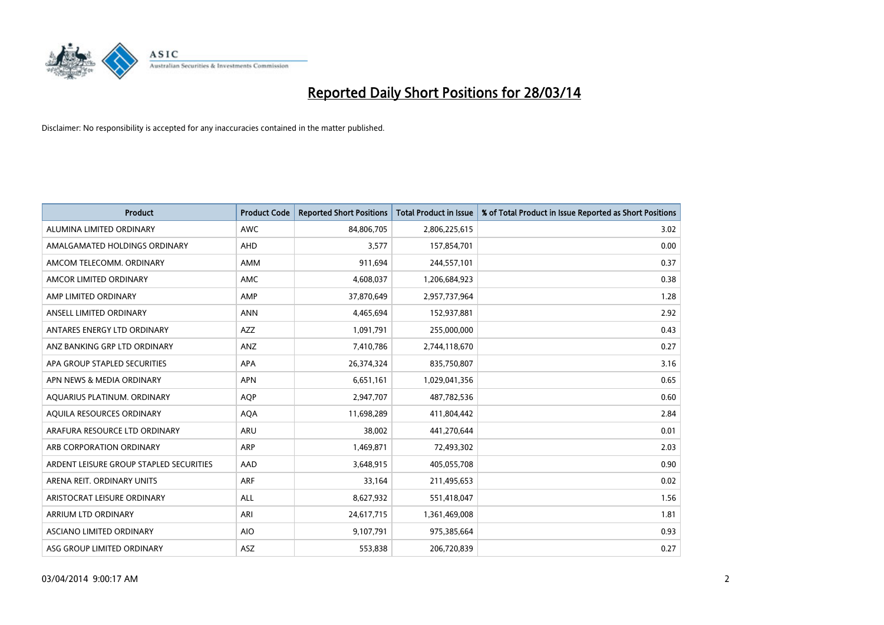# Reported Daily Short Positions for 28/03/14

Disclaimer: No responsibility is accepted for any inaccuracies contained in the matter published.

| Product | Product Code | Reported Short Positions | Total Product in Issue | % of Total Product in Issue Reported as Short Positions |
|---|---|---|---|---|
| ALUMINA LIMITED ORDINARY | AWC | 84,806,705 | 2,806,225,615 | 3.02 |
| AMALGAMATED HOLDINGS ORDINARY | AHD | 3,577 | 157,854,701 | 0.00 |
| AMCOM TELECOMM. ORDINARY | AMM | 911,694 | 244,557,101 | 0.37 |
| AMCOR LIMITED ORDINARY | AMC | 4,608,037 | 1,206,684,923 | 0.38 |
| AMP LIMITED ORDINARY | AMP | 37,870,649 | 2,957,737,964 | 1.28 |
| ANSELL LIMITED ORDINARY | ANN | 4,465,694 | 152,937,881 | 2.92 |
| ANTARES ENERGY LTD ORDINARY | AZZ | 1,091,791 | 255,000,000 | 0.43 |
| ANZ BANKING GRP LTD ORDINARY | ANZ | 7,410,786 | 2,744,118,670 | 0.27 |
| APA GROUP STAPLED SECURITIES | APA | 26,374,324 | 835,750,807 | 3.16 |
| APN NEWS & MEDIA ORDINARY | APN | 6,651,161 | 1,029,041,356 | 0.65 |
| AQUARIUS PLATINUM. ORDINARY | AQP | 2,947,707 | 487,782,536 | 0.60 |
| AQUILA RESOURCES ORDINARY | AQA | 11,698,289 | 411,804,442 | 2.84 |
| ARAFURA RESOURCE LTD ORDINARY | ARU | 38,002 | 441,270,644 | 0.01 |
| ARB CORPORATION ORDINARY | ARP | 1,469,871 | 72,493,302 | 2.03 |
| ARDENT LEISURE GROUP STAPLED SECURITIES | AAD | 3,648,915 | 405,055,708 | 0.90 |
| ARENA REIT. ORDINARY UNITS | ARF | 33,164 | 211,495,653 | 0.02 |
| ARISTOCRAT LEISURE ORDINARY | ALL | 8,627,932 | 551,418,047 | 1.56 |
| ARRIUM LTD ORDINARY | ARI | 24,617,715 | 1,361,469,008 | 1.81 |
| ASCIANO LIMITED ORDINARY | AIO | 9,107,791 | 975,385,664 | 0.93 |
| ASG GROUP LIMITED ORDINARY | ASZ | 553,838 | 206,720,839 | 0.27 |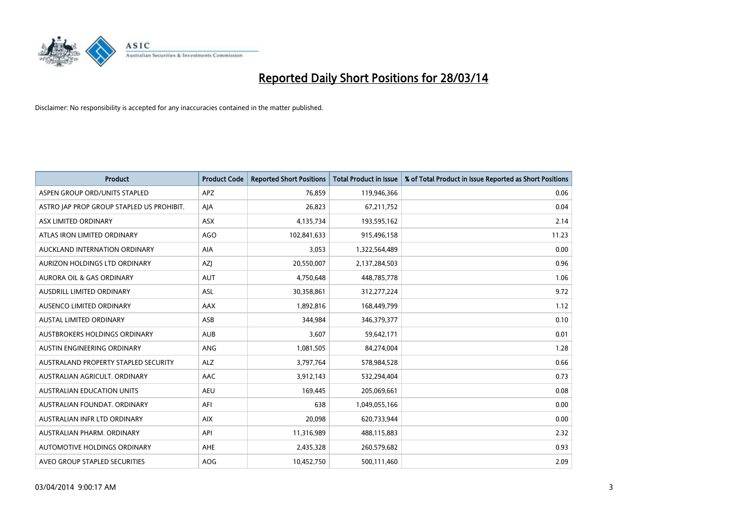# Reported Daily Short Positions for 28/03/14

Disclaimer: No responsibility is accepted for any inaccuracies contained in the matter published.

| Product | Product Code | Reported Short Positions | Total Product in Issue | % of Total Product in Issue Reported as Short Positions |
|---|---|---|---|---|
| ASPEN GROUP ORD/UNITS STAPLED | APZ | 76,859 | 119,946,366 | 0.06 |
| ASTRO JAP PROP GROUP STAPLED US PROHIBIT. | AJA | 26,823 | 67,211,752 | 0.04 |
| ASX LIMITED ORDINARY | ASX | 4,135,734 | 193,595,162 | 2.14 |
| ATLAS IRON LIMITED ORDINARY | AGO | 102,841,633 | 915,496,158 | 11.23 |
| AUCKLAND INTERNATION ORDINARY | AIA | 3,053 | 1,322,564,489 | 0.00 |
| AURIZON HOLDINGS LTD ORDINARY | AZJ | 20,550,007 | 2,137,284,503 | 0.96 |
| AURORA OIL & GAS ORDINARY | AUT | 4,750,648 | 448,785,778 | 1.06 |
| AUSDRILL LIMITED ORDINARY | ASL | 30,358,861 | 312,277,224 | 9.72 |
| AUSENCO LIMITED ORDINARY | AAX | 1,892,816 | 168,449,799 | 1.12 |
| AUSTAL LIMITED ORDINARY | ASB | 344,984 | 346,379,377 | 0.10 |
| AUSTBROKERS HOLDINGS ORDINARY | AUB | 3,607 | 59,642,171 | 0.01 |
| AUSTIN ENGINEERING ORDINARY | ANG | 1,081,505 | 84,274,004 | 1.28 |
| AUSTRALAND PROPERTY STAPLED SECURITY | ALZ | 3,797,764 | 578,984,528 | 0.66 |
| AUSTRALIAN AGRICULT. ORDINARY | AAC | 3,912,143 | 532,294,404 | 0.73 |
| AUSTRALIAN EDUCATION UNITS | AEU | 169,445 | 205,069,661 | 0.08 |
| AUSTRALIAN FOUNDAT. ORDINARY | AFI | 638 | 1,049,055,166 | 0.00 |
| AUSTRALIAN INFR LTD ORDINARY | AIX | 20,098 | 620,733,944 | 0.00 |
| AUSTRALIAN PHARM. ORDINARY | API | 11,316,989 | 488,115,883 | 2.32 |
| AUTOMOTIVE HOLDINGS ORDINARY | AHE | 2,435,328 | 260,579,682 | 0.93 |
| AVEO GROUP STAPLED SECURITIES | AOG | 10,452,750 | 500,111,460 | 2.09 |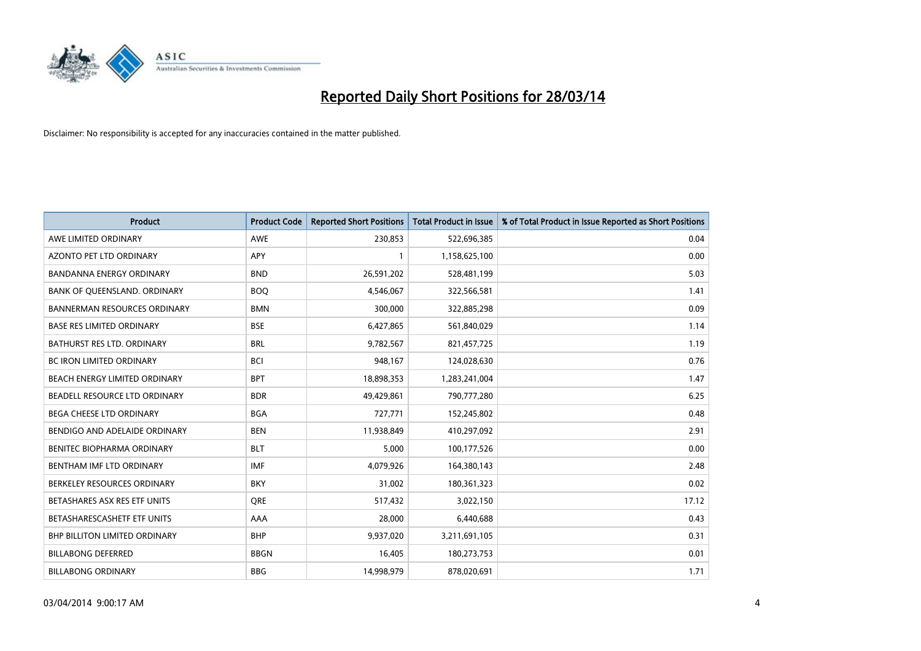# Reported Daily Short Positions for 28/03/14

Disclaimer: No responsibility is accepted for any inaccuracies contained in the matter published.

| Product | Product Code | Reported Short Positions | Total Product in Issue | % of Total Product in Issue Reported as Short Positions |
|---|---|---|---|---|
| AWE LIMITED ORDINARY | AWE | 230,853 | 522,696,385 | 0.04 |
| AZONTO PET LTD ORDINARY | APY | 1 | 1,158,625,100 | 0.00 |
| BANDANNA ENERGY ORDINARY | BND | 26,591,202 | 528,481,199 | 5.03 |
| BANK OF QUEENSLAND. ORDINARY | BOQ | 4,546,067 | 322,566,581 | 1.41 |
| BANNERMAN RESOURCES ORDINARY | BMN | 300,000 | 322,885,298 | 0.09 |
| BASE RES LIMITED ORDINARY | BSE | 6,427,865 | 561,840,029 | 1.14 |
| BATHURST RES LTD. ORDINARY | BRL | 9,782,567 | 821,457,725 | 1.19 |
| BC IRON LIMITED ORDINARY | BCI | 948,167 | 124,028,630 | 0.76 |
| BEACH ENERGY LIMITED ORDINARY | BPT | 18,898,353 | 1,283,241,004 | 1.47 |
| BEADELL RESOURCE LTD ORDINARY | BDR | 49,429,861 | 790,777,280 | 6.25 |
| BEGA CHEESE LTD ORDINARY | BGA | 727,771 | 152,245,802 | 0.48 |
| BENDIGO AND ADELAIDE ORDINARY | BEN | 11,938,849 | 410,297,092 | 2.91 |
| BENITEC BIOPHARMA ORDINARY | BLT | 5,000 | 100,177,526 | 0.00 |
| BENTHAM IMF LTD ORDINARY | IMF | 4,079,926 | 164,380,143 | 2.48 |
| BERKELEY RESOURCES ORDINARY | BKY | 31,002 | 180,361,323 | 0.02 |
| BETASHARES ASX RES ETF UNITS | QRE | 517,432 | 3,022,150 | 17.12 |
| BETASHARESCASHETF ETF UNITS | AAA | 28,000 | 6,440,688 | 0.43 |
| BHP BILLITON LIMITED ORDINARY | BHP | 9,937,020 | 3,211,691,105 | 0.31 |
| BILLABONG DEFERRED | BBGN | 16,405 | 180,273,753 | 0.01 |
| BILLABONG ORDINARY | BBG | 14,998,979 | 878,020,691 | 1.71 |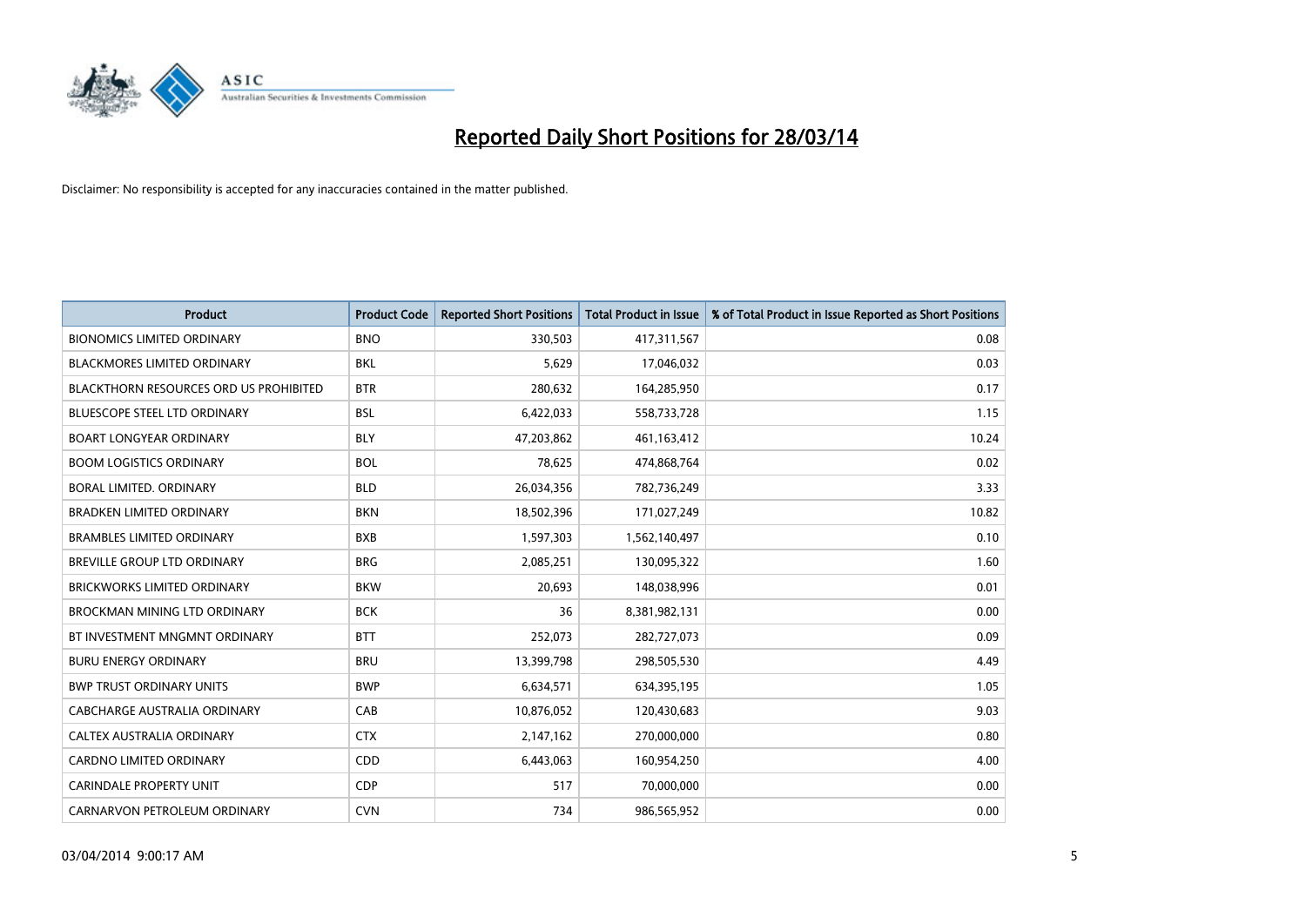# Reported Daily Short Positions for 28/03/14

Disclaimer: No responsibility is accepted for any inaccuracies contained in the matter published.

| Product | Product Code | Reported Short Positions | Total Product in Issue | % of Total Product in Issue Reported as Short Positions |
|---|---|---|---|---|
| BIONOMICS LIMITED ORDINARY | BNO | 330,503 | 417,311,567 | 0.08 |
| BLACKMORES LIMITED ORDINARY | BKL | 5,629 | 17,046,032 | 0.03 |
| BLACKTHORN RESOURCES ORD US PROHIBITED | BTR | 280,632 | 164,285,950 | 0.17 |
| BLUESCOPE STEEL LTD ORDINARY | BSL | 6,422,033 | 558,733,728 | 1.15 |
| BOART LONGYEAR ORDINARY | BLY | 47,203,862 | 461,163,412 | 10.24 |
| BOOM LOGISTICS ORDINARY | BOL | 78,625 | 474,868,764 | 0.02 |
| BORAL LIMITED. ORDINARY | BLD | 26,034,356 | 782,736,249 | 3.33 |
| BRADKEN LIMITED ORDINARY | BKN | 18,502,396 | 171,027,249 | 10.82 |
| BRAMBLES LIMITED ORDINARY | BXB | 1,597,303 | 1,562,140,497 | 0.10 |
| BREVILLE GROUP LTD ORDINARY | BRG | 2,085,251 | 130,095,322 | 1.60 |
| BRICKWORKS LIMITED ORDINARY | BKW | 20,693 | 148,038,996 | 0.01 |
| BROCKMAN MINING LTD ORDINARY | BCK | 36 | 8,381,982,131 | 0.00 |
| BT INVESTMENT MNGMNT ORDINARY | BTT | 252,073 | 282,727,073 | 0.09 |
| BURU ENERGY ORDINARY | BRU | 13,399,798 | 298,505,530 | 4.49 |
| BWP TRUST ORDINARY UNITS | BWP | 6,634,571 | 634,395,195 | 1.05 |
| CABCHARGE AUSTRALIA ORDINARY | CAB | 10,876,052 | 120,430,683 | 9.03 |
| CALTEX AUSTRALIA ORDINARY | CTX | 2,147,162 | 270,000,000 | 0.80 |
| CARDNO LIMITED ORDINARY | CDD | 6,443,063 | 160,954,250 | 4.00 |
| CARINDALE PROPERTY UNIT | CDP | 517 | 70,000,000 | 0.00 |
| CARNARVON PETROLEUM ORDINARY | CVN | 734 | 986,565,952 | 0.00 |

03/04/2014 9:00:17 AM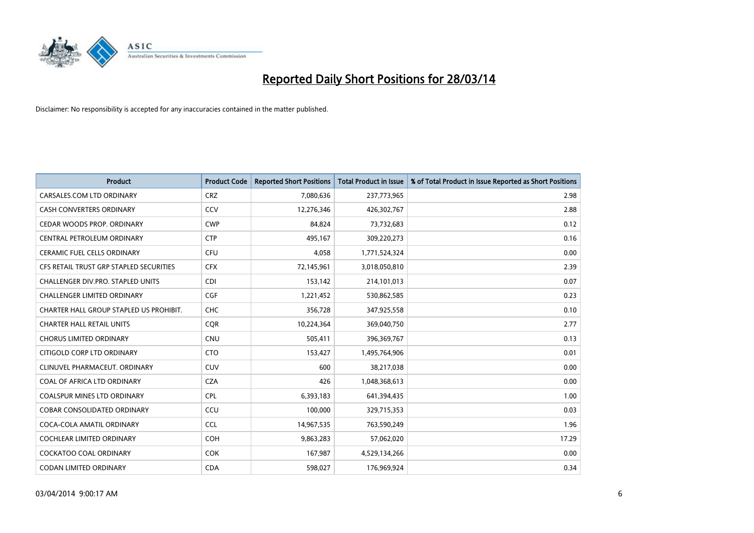# Reported Daily Short Positions for 28/03/14

Disclaimer: No responsibility is accepted for any inaccuracies contained in the matter published.

| Product | Product Code | Reported Short Positions | Total Product in Issue | % of Total Product in Issue Reported as Short Positions |
|---|---|---|---|---|
| CARSALES.COM LTD ORDINARY | CRZ | 7,080,636 | 237,773,965 | 2.98 |
| CASH CONVERTERS ORDINARY | CCV | 12,276,346 | 426,302,767 | 2.88 |
| CEDAR WOODS PROP. ORDINARY | CWP | 84,824 | 73,732,683 | 0.12 |
| CENTRAL PETROLEUM ORDINARY | CTP | 495,167 | 309,220,273 | 0.16 |
| CERAMIC FUEL CELLS ORDINARY | CFU | 4,058 | 1,771,524,324 | 0.00 |
| CFS RETAIL TRUST GRP STAPLED SECURITIES | CFX | 72,145,961 | 3,018,050,810 | 2.39 |
| CHALLENGER DIV.PRO. STAPLED UNITS | CDI | 153,142 | 214,101,013 | 0.07 |
| CHALLENGER LIMITED ORDINARY | CGF | 1,221,452 | 530,862,585 | 0.23 |
| CHARTER HALL GROUP STAPLED US PROHIBIT. | CHC | 356,728 | 347,925,558 | 0.10 |
| CHARTER HALL RETAIL UNITS | CQR | 10,224,364 | 369,040,750 | 2.77 |
| CHORUS LIMITED ORDINARY | CNU | 505,411 | 396,369,767 | 0.13 |
| CITIGOLD CORP LTD ORDINARY | CTO | 153,427 | 1,495,764,906 | 0.01 |
| CLINUVEL PHARMACEUT. ORDINARY | CUV | 600 | 38,217,038 | 0.00 |
| COAL OF AFRICA LTD ORDINARY | CZA | 426 | 1,048,368,613 | 0.00 |
| COALSPUR MINES LTD ORDINARY | CPL | 6,393,183 | 641,394,435 | 1.00 |
| COBAR CONSOLIDATED ORDINARY | CCU | 100,000 | 329,715,353 | 0.03 |
| COCA-COLA AMATIL ORDINARY | CCL | 14,967,535 | 763,590,249 | 1.96 |
| COCHLEAR LIMITED ORDINARY | COH | 9,863,283 | 57,062,020 | 17.29 |
| COCKATOO COAL ORDINARY | COK | 167,987 | 4,529,134,266 | 0.00 |
| CODAN LIMITED ORDINARY | CDA | 598,027 | 176,969,924 | 0.34 |

03/04/2014 9:00:17 AM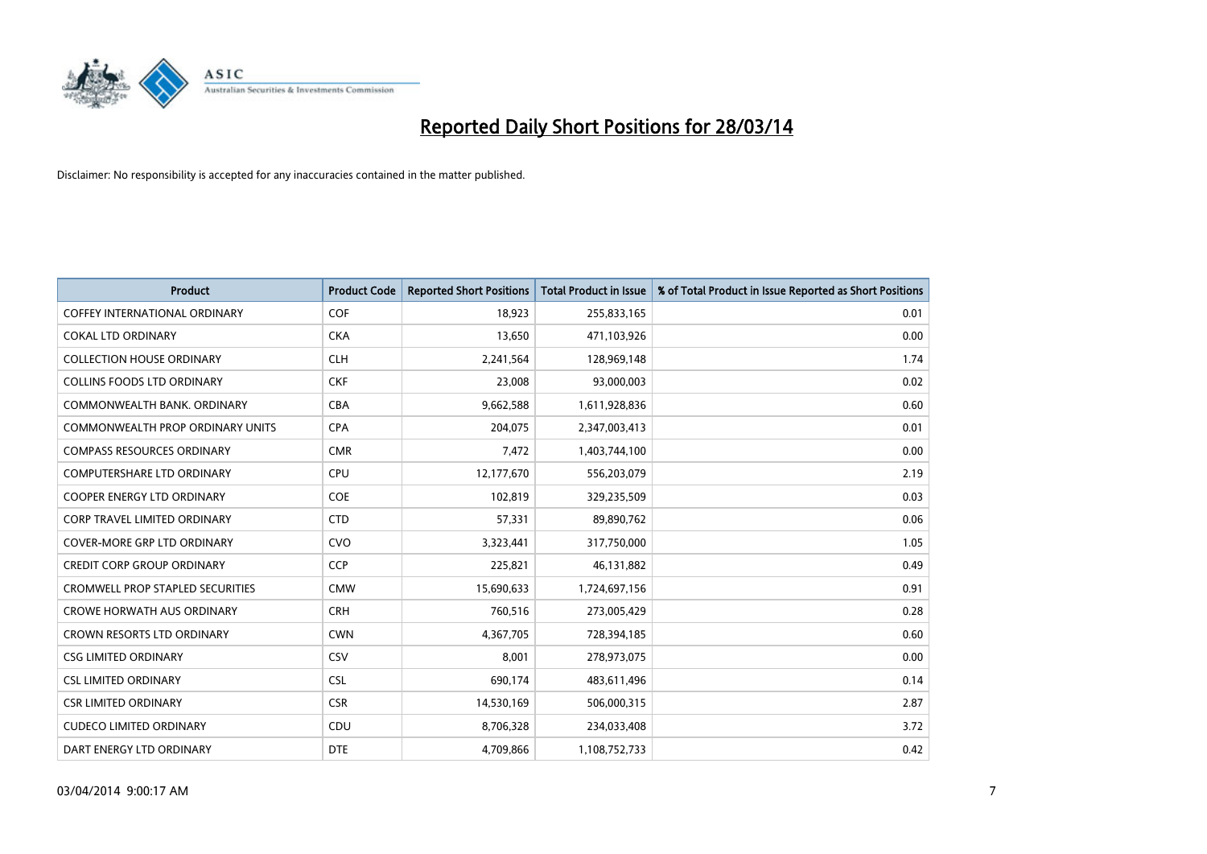# Reported Daily Short Positions for 28/03/14

Disclaimer: No responsibility is accepted for any inaccuracies contained in the matter published.

| Product | Product Code | Reported Short Positions | Total Product in Issue | % of Total Product in Issue Reported as Short Positions |
|---|---|---|---|---|
| COFFEY INTERNATIONAL ORDINARY | COF | 18,923 | 255,833,165 | 0.01 |
| COKAL LTD ORDINARY | CKA | 13,650 | 471,103,926 | 0.00 |
| COLLECTION HOUSE ORDINARY | CLH | 2,241,564 | 128,969,148 | 1.74 |
| COLLINS FOODS LTD ORDINARY | CKF | 23,008 | 93,000,003 | 0.02 |
| COMMONWEALTH BANK. ORDINARY | CBA | 9,662,588 | 1,611,928,836 | 0.60 |
| COMMONWEALTH PROP ORDINARY UNITS | CPA | 204,075 | 2,347,003,413 | 0.01 |
| COMPASS RESOURCES ORDINARY | CMR | 7,472 | 1,403,744,100 | 0.00 |
| COMPUTERSHARE LTD ORDINARY | CPU | 12,177,670 | 556,203,079 | 2.19 |
| COOPER ENERGY LTD ORDINARY | COE | 102,819 | 329,235,509 | 0.03 |
| CORP TRAVEL LIMITED ORDINARY | CTD | 57,331 | 89,890,762 | 0.06 |
| COVER-MORE GRP LTD ORDINARY | CVO | 3,323,441 | 317,750,000 | 1.05 |
| CREDIT CORP GROUP ORDINARY | CCP | 225,821 | 46,131,882 | 0.49 |
| CROMWELL PROP STAPLED SECURITIES | CMW | 15,690,633 | 1,724,697,156 | 0.91 |
| CROWE HORWATH AUS ORDINARY | CRH | 760,516 | 273,005,429 | 0.28 |
| CROWN RESORTS LTD ORDINARY | CWN | 4,367,705 | 728,394,185 | 0.60 |
| CSG LIMITED ORDINARY | CSV | 8,001 | 278,973,075 | 0.00 |
| CSL LIMITED ORDINARY | CSL | 690,174 | 483,611,496 | 0.14 |
| CSR LIMITED ORDINARY | CSR | 14,530,169 | 506,000,315 | 2.87 |
| CUDECO LIMITED ORDINARY | CDU | 8,706,328 | 234,033,408 | 3.72 |
| DART ENERGY LTD ORDINARY | DTE | 4,709,866 | 1,108,752,733 | 0.42 |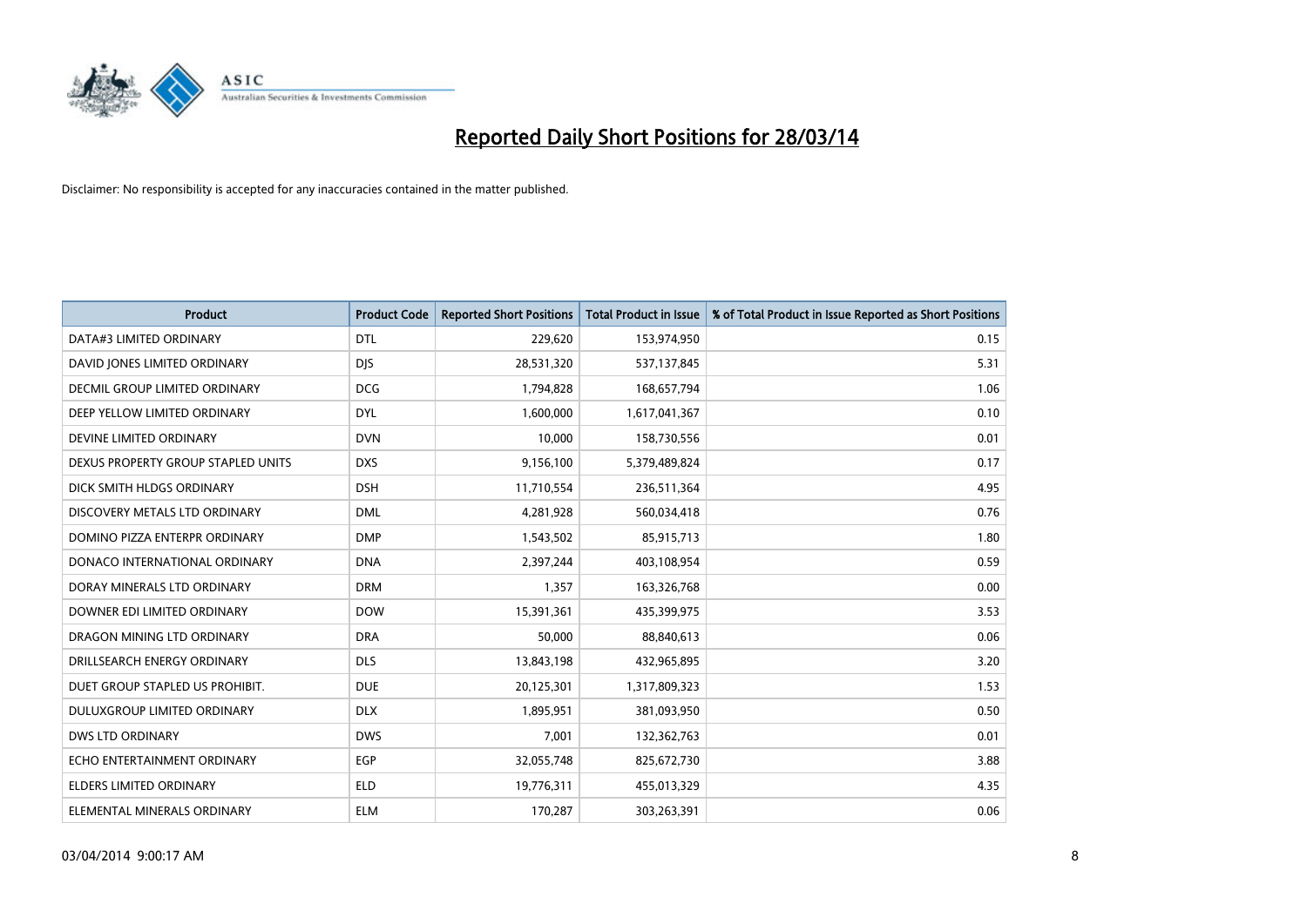# Reported Daily Short Positions for 28/03/14

Disclaimer: No responsibility is accepted for any inaccuracies contained in the matter published.

| Product | Product Code | Reported Short Positions | Total Product in Issue | % of Total Product in Issue Reported as Short Positions |
|---|---|---|---|---|
| DATA#3 LIMITED ORDINARY | DTL | 229,620 | 153,974,950 | 0.15 |
| DAVID JONES LIMITED ORDINARY | DJS | 28,531,320 | 537,137,845 | 5.31 |
| DECMIL GROUP LIMITED ORDINARY | DCG | 1,794,828 | 168,657,794 | 1.06 |
| DEEP YELLOW LIMITED ORDINARY | DYL | 1,600,000 | 1,617,041,367 | 0.10 |
| DEVINE LIMITED ORDINARY | DVN | 10,000 | 158,730,556 | 0.01 |
| DEXUS PROPERTY GROUP STAPLED UNITS | DXS | 9,156,100 | 5,379,489,824 | 0.17 |
| DICK SMITH HLDGS ORDINARY | DSH | 11,710,554 | 236,511,364 | 4.95 |
| DISCOVERY METALS LTD ORDINARY | DML | 4,281,928 | 560,034,418 | 0.76 |
| DOMINO PIZZA ENTERPR ORDINARY | DMP | 1,543,502 | 85,915,713 | 1.80 |
| DONACO INTERNATIONAL ORDINARY | DNA | 2,397,244 | 403,108,954 | 0.59 |
| DORAY MINERALS LTD ORDINARY | DRM | 1,357 | 163,326,768 | 0.00 |
| DOWNER EDI LIMITED ORDINARY | DOW | 15,391,361 | 435,399,975 | 3.53 |
| DRAGON MINING LTD ORDINARY | DRA | 50,000 | 88,840,613 | 0.06 |
| DRILLSEARCH ENERGY ORDINARY | DLS | 13,843,198 | 432,965,895 | 3.20 |
| DUET GROUP STAPLED US PROHIBIT. | DUE | 20,125,301 | 1,317,809,323 | 1.53 |
| DULUXGROUP LIMITED ORDINARY | DLX | 1,895,951 | 381,093,950 | 0.50 |
| DWS LTD ORDINARY | DWS | 7,001 | 132,362,763 | 0.01 |
| ECHO ENTERTAINMENT ORDINARY | EGP | 32,055,748 | 825,672,730 | 3.88 |
| ELDERS LIMITED ORDINARY | ELD | 19,776,311 | 455,013,329 | 4.35 |
| ELEMENTAL MINERALS ORDINARY | ELM | 170,287 | 303,263,391 | 0.06 |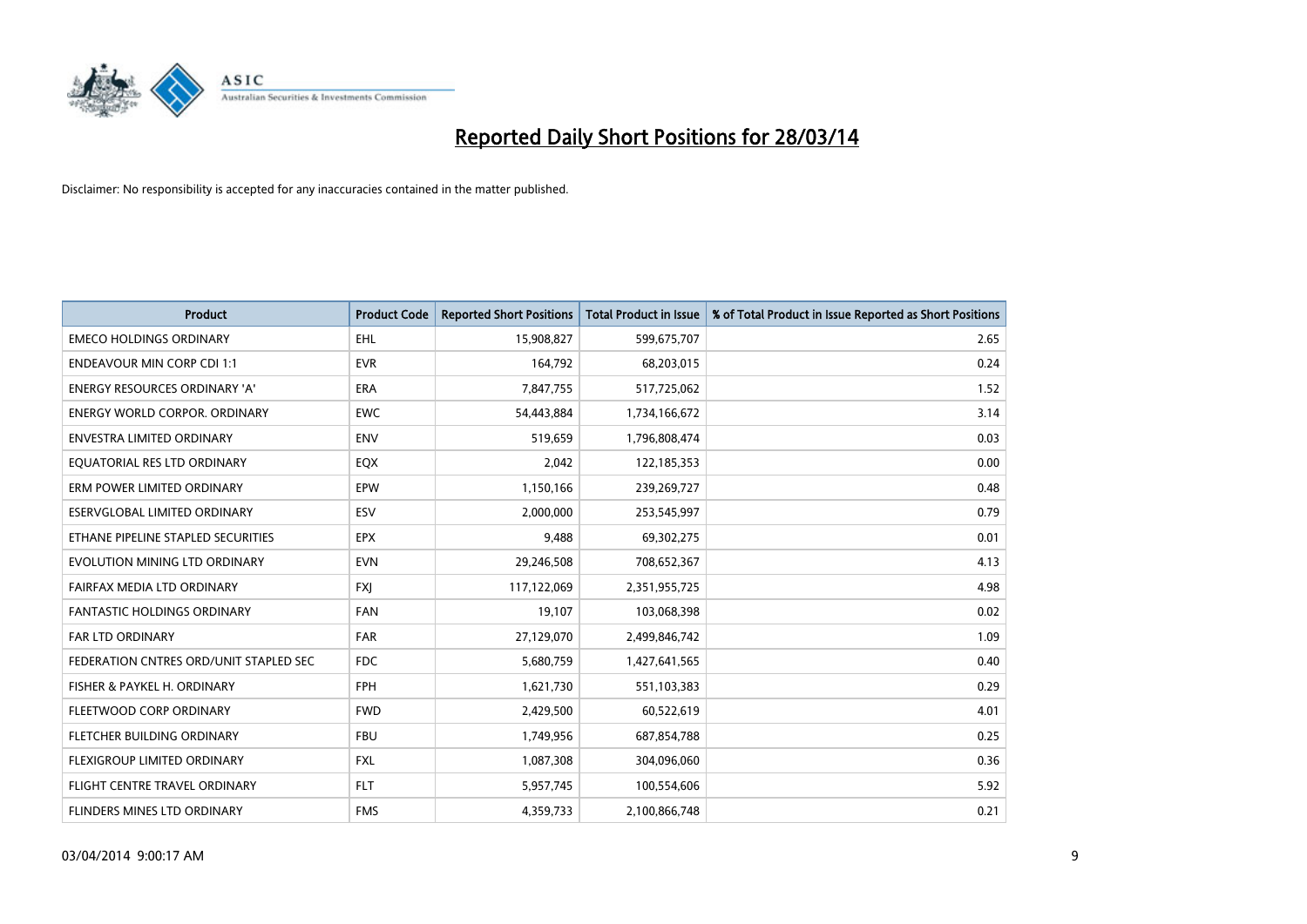# Reported Daily Short Positions for 28/03/14

Disclaimer: No responsibility is accepted for any inaccuracies contained in the matter published.

| Product | Product Code | Reported Short Positions | Total Product in Issue | % of Total Product in Issue Reported as Short Positions |
|---|---|---|---|---|
| EMECO HOLDINGS ORDINARY | EHL | 15,908,827 | 599,675,707 | 2.65 |
| ENDEAVOUR MIN CORP CDI 1:1 | EVR | 164,792 | 68,203,015 | 0.24 |
| ENERGY RESOURCES ORDINARY 'A' | ERA | 7,847,755 | 517,725,062 | 1.52 |
| ENERGY WORLD CORPOR. ORDINARY | EWC | 54,443,884 | 1,734,166,672 | 3.14 |
| ENVESTRA LIMITED ORDINARY | ENV | 519,659 | 1,796,808,474 | 0.03 |
| EQUATORIAL RES LTD ORDINARY | EQX | 2,042 | 122,185,353 | 0.00 |
| ERM POWER LIMITED ORDINARY | EPW | 1,150,166 | 239,269,727 | 0.48 |
| ESERVGLOBAL LIMITED ORDINARY | ESV | 2,000,000 | 253,545,997 | 0.79 |
| ETHANE PIPELINE STAPLED SECURITIES | EPX | 9,488 | 69,302,275 | 0.01 |
| EVOLUTION MINING LTD ORDINARY | EVN | 29,246,508 | 708,652,367 | 4.13 |
| FAIRFAX MEDIA LTD ORDINARY | FXJ | 117,122,069 | 2,351,955,725 | 4.98 |
| FANTASTIC HOLDINGS ORDINARY | FAN | 19,107 | 103,068,398 | 0.02 |
| FAR LTD ORDINARY | FAR | 27,129,070 | 2,499,846,742 | 1.09 |
| FEDERATION CNTRES ORD/UNIT STAPLED SEC | FDC | 5,680,759 | 1,427,641,565 | 0.40 |
| FISHER & PAYKEL H. ORDINARY | FPH | 1,621,730 | 551,103,383 | 0.29 |
| FLEETWOOD CORP ORDINARY | FWD | 2,429,500 | 60,522,619 | 4.01 |
| FLETCHER BUILDING ORDINARY | FBU | 1,749,956 | 687,854,788 | 0.25 |
| FLEXIGROUP LIMITED ORDINARY | FXL | 1,087,308 | 304,096,060 | 0.36 |
| FLIGHT CENTRE TRAVEL ORDINARY | FLT | 5,957,745 | 100,554,606 | 5.92 |
| FLINDERS MINES LTD ORDINARY | FMS | 4,359,733 | 2,100,866,748 | 0.21 |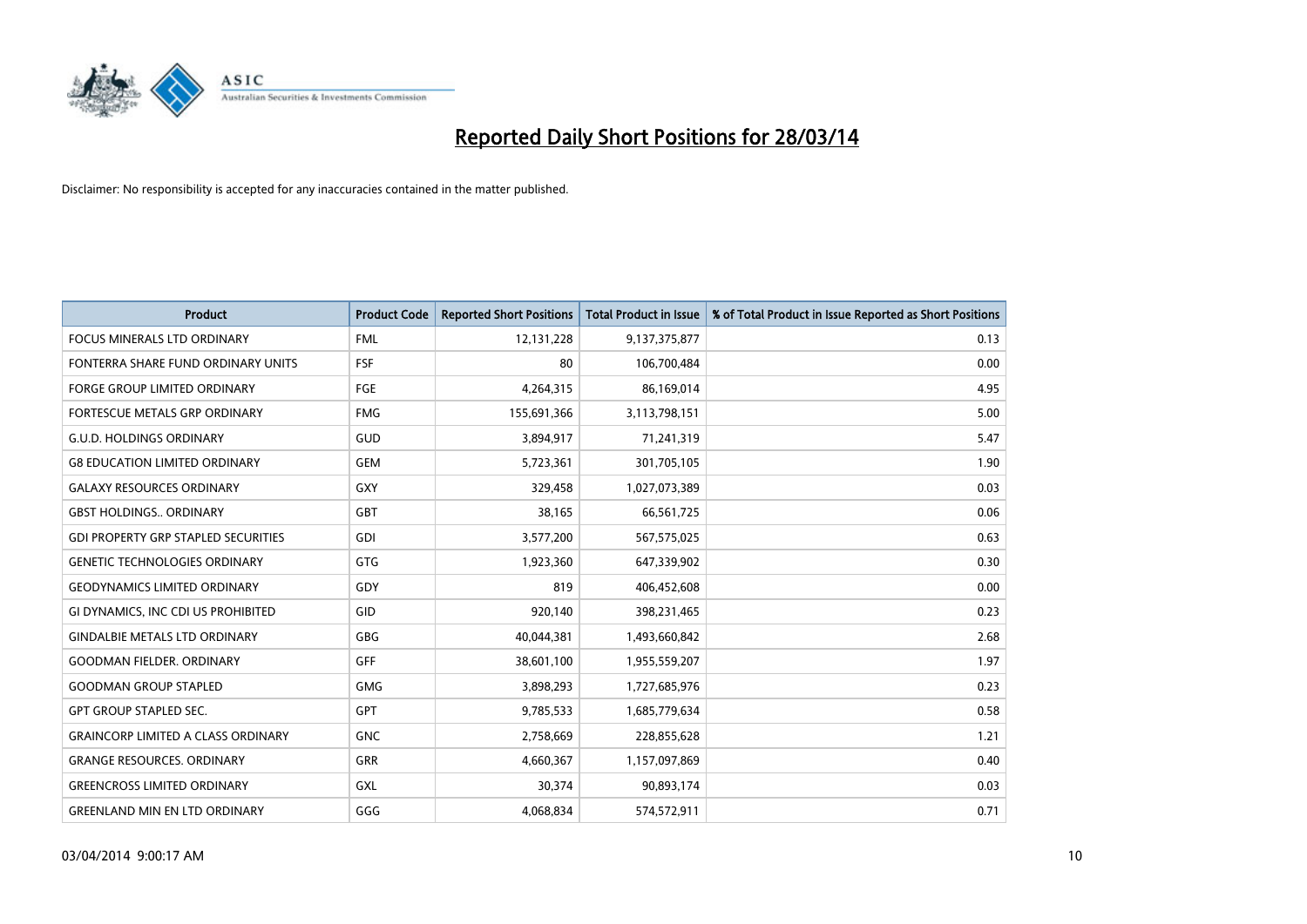# Reported Daily Short Positions for 28/03/14

Disclaimer: No responsibility is accepted for any inaccuracies contained in the matter published.

| Product | Product Code | Reported Short Positions | Total Product in Issue | % of Total Product in Issue Reported as Short Positions |
|---|---|---|---|---|
| FOCUS MINERALS LTD ORDINARY | FML | 12,131,228 | 9,137,375,877 | 0.13 |
| FONTERRA SHARE FUND ORDINARY UNITS | FSF | 80 | 106,700,484 | 0.00 |
| FORGE GROUP LIMITED ORDINARY | FGE | 4,264,315 | 86,169,014 | 4.95 |
| FORTESCUE METALS GRP ORDINARY | FMG | 155,691,366 | 3,113,798,151 | 5.00 |
| G.U.D. HOLDINGS ORDINARY | GUD | 3,894,917 | 71,241,319 | 5.47 |
| G8 EDUCATION LIMITED ORDINARY | GEM | 5,723,361 | 301,705,105 | 1.90 |
| GALAXY RESOURCES ORDINARY | GXY | 329,458 | 1,027,073,389 | 0.03 |
| GBST HOLDINGS.. ORDINARY | GBT | 38,165 | 66,561,725 | 0.06 |
| GDI PROPERTY GRP STAPLED SECURITIES | GDI | 3,577,200 | 567,575,025 | 0.63 |
| GENETIC TECHNOLOGIES ORDINARY | GTG | 1,923,360 | 647,339,902 | 0.30 |
| GEODYNAMICS LIMITED ORDINARY | GDY | 819 | 406,452,608 | 0.00 |
| GI DYNAMICS, INC CDI US PROHIBITED | GID | 920,140 | 398,231,465 | 0.23 |
| GINDALBIE METALS LTD ORDINARY | GBG | 40,044,381 | 1,493,660,842 | 2.68 |
| GOODMAN FIELDER. ORDINARY | GFF | 38,601,100 | 1,955,559,207 | 1.97 |
| GOODMAN GROUP STAPLED | GMG | 3,898,293 | 1,727,685,976 | 0.23 |
| GPT GROUP STAPLED SEC. | GPT | 9,785,533 | 1,685,779,634 | 0.58 |
| GRAINCORP LIMITED A CLASS ORDINARY | GNC | 2,758,669 | 228,855,628 | 1.21 |
| GRANGE RESOURCES. ORDINARY | GRR | 4,660,367 | 1,157,097,869 | 0.40 |
| GREENCROSS LIMITED ORDINARY | GXL | 30,374 | 90,893,174 | 0.03 |
| GREENLAND MIN EN LTD ORDINARY | GGG | 4,068,834 | 574,572,911 | 0.71 |

03/04/2014 9:00:17 AM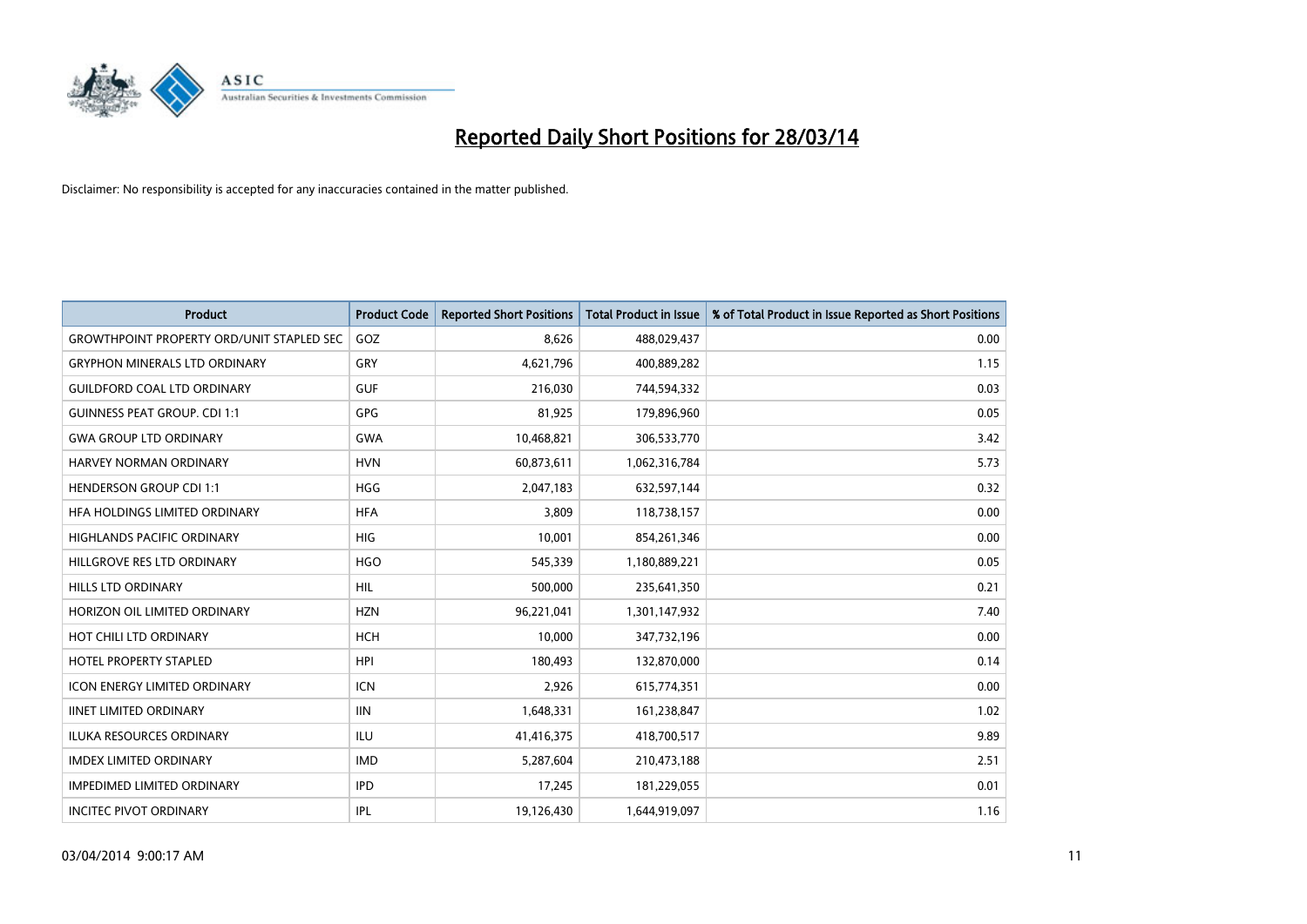# Reported Daily Short Positions for 28/03/14

Disclaimer: No responsibility is accepted for any inaccuracies contained in the matter published.

| Product | Product Code | Reported Short Positions | Total Product in Issue | % of Total Product in Issue Reported as Short Positions |
|---|---|---|---|---|
| GROWTHPOINT PROPERTY ORD/UNIT STAPLED SEC | GOZ | 8,626 | 488,029,437 | 0.00 |
| GRYPHON MINERALS LTD ORDINARY | GRY | 4,621,796 | 400,889,282 | 1.15 |
| GUILDFORD COAL LTD ORDINARY | GUF | 216,030 | 744,594,332 | 0.03 |
| GUINNESS PEAT GROUP. CDI 1:1 | GPG | 81,925 | 179,896,960 | 0.05 |
| GWA GROUP LTD ORDINARY | GWA | 10,468,821 | 306,533,770 | 3.42 |
| HARVEY NORMAN ORDINARY | HVN | 60,873,611 | 1,062,316,784 | 5.73 |
| HENDERSON GROUP CDI 1:1 | HGG | 2,047,183 | 632,597,144 | 0.32 |
| HFA HOLDINGS LIMITED ORDINARY | HFA | 3,809 | 118,738,157 | 0.00 |
| HIGHLANDS PACIFIC ORDINARY | HIG | 10,001 | 854,261,346 | 0.00 |
| HILLGROVE RES LTD ORDINARY | HGO | 545,339 | 1,180,889,221 | 0.05 |
| HILLS LTD ORDINARY | HIL | 500,000 | 235,641,350 | 0.21 |
| HORIZON OIL LIMITED ORDINARY | HZN | 96,221,041 | 1,301,147,932 | 7.40 |
| HOT CHILI LTD ORDINARY | HCH | 10,000 | 347,732,196 | 0.00 |
| HOTEL PROPERTY STAPLED | HPI | 180,493 | 132,870,000 | 0.14 |
| ICON ENERGY LIMITED ORDINARY | ICN | 2,926 | 615,774,351 | 0.00 |
| IINET LIMITED ORDINARY | IIN | 1,648,331 | 161,238,847 | 1.02 |
| ILUKA RESOURCES ORDINARY | ILU | 41,416,375 | 418,700,517 | 9.89 |
| IMDEX LIMITED ORDINARY | IMD | 5,287,604 | 210,473,188 | 2.51 |
| IMPEDIMED LIMITED ORDINARY | IPD | 17,245 | 181,229,055 | 0.01 |
| INCITEC PIVOT ORDINARY | IPL | 19,126,430 | 1,644,919,097 | 1.16 |

03/04/2014 9:00:17 AM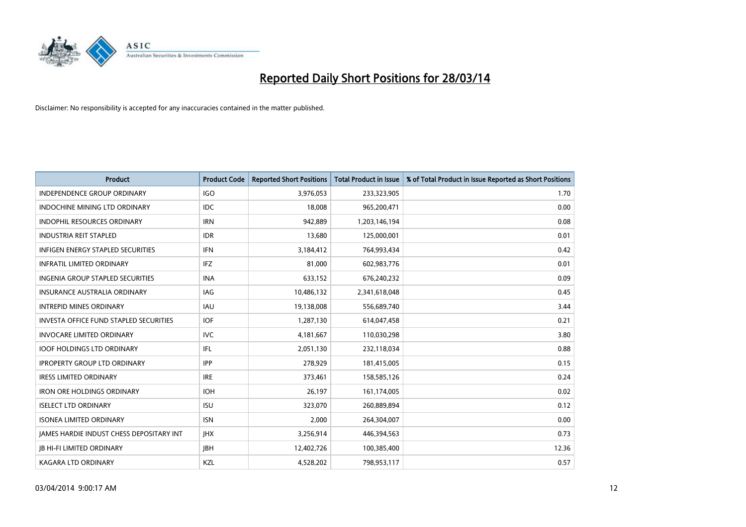# Reported Daily Short Positions for 28/03/14

Disclaimer: No responsibility is accepted for any inaccuracies contained in the matter published.

| Product | Product Code | Reported Short Positions | Total Product in Issue | % of Total Product in Issue Reported as Short Positions |
|---|---|---|---|---|
| INDEPENDENCE GROUP ORDINARY | IGO | 3,976,053 | 233,323,905 | 1.70 |
| INDOCHINE MINING LTD ORDINARY | IDC | 18,008 | 965,200,471 | 0.00 |
| INDOPHIL RESOURCES ORDINARY | IRN | 942,889 | 1,203,146,194 | 0.08 |
| INDUSTRIA REIT STAPLED | IDR | 13,680 | 125,000,001 | 0.01 |
| INFIGEN ENERGY STAPLED SECURITIES | IFN | 3,184,412 | 764,993,434 | 0.42 |
| INFRATIL LIMITED ORDINARY | IFZ | 81,000 | 602,983,776 | 0.01 |
| INGENIA GROUP STAPLED SECURITIES | INA | 633,152 | 676,240,232 | 0.09 |
| INSURANCE AUSTRALIA ORDINARY | IAG | 10,486,132 | 2,341,618,048 | 0.45 |
| INTREPID MINES ORDINARY | IAU | 19,138,008 | 556,689,740 | 3.44 |
| INVESTA OFFICE FUND STAPLED SECURITIES | IOF | 1,287,130 | 614,047,458 | 0.21 |
| INVOCARE LIMITED ORDINARY | IVC | 4,181,667 | 110,030,298 | 3.80 |
| IOOF HOLDINGS LTD ORDINARY | IFL | 2,051,130 | 232,118,034 | 0.88 |
| IPROPERTY GROUP LTD ORDINARY | IPP | 278,929 | 181,415,005 | 0.15 |
| IRESS LIMITED ORDINARY | IRE | 373,461 | 158,585,126 | 0.24 |
| IRON ORE HOLDINGS ORDINARY | IOH | 26,197 | 161,174,005 | 0.02 |
| ISELECT LTD ORDINARY | ISU | 323,070 | 260,889,894 | 0.12 |
| ISONEA LIMITED ORDINARY | ISN | 2,000 | 264,304,007 | 0.00 |
| JAMES HARDIE INDUST CHESS DEPOSITARY INT | JHX | 3,256,914 | 446,394,563 | 0.73 |
| JB HI-FI LIMITED ORDINARY | JBH | 12,402,726 | 100,385,400 | 12.36 |
| KAGARA LTD ORDINARY | KZL | 4,528,202 | 798,953,117 | 0.57 |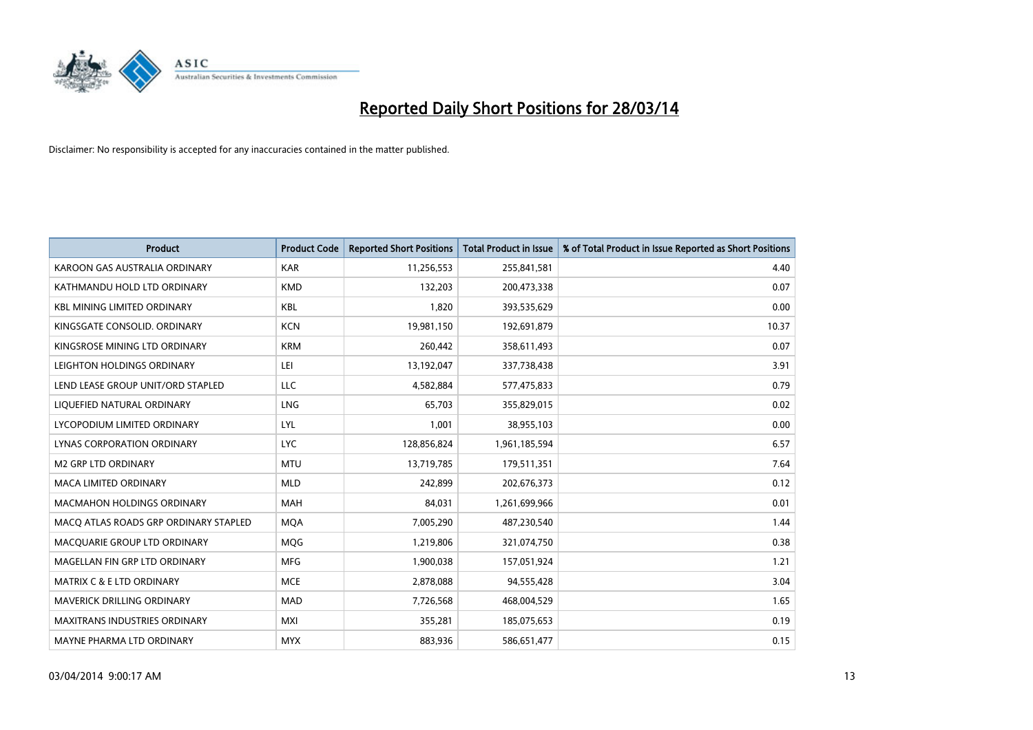# Reported Daily Short Positions for 28/03/14

Disclaimer: No responsibility is accepted for any inaccuracies contained in the matter published.

| Product | Product Code | Reported Short Positions | Total Product in Issue | % of Total Product in Issue Reported as Short Positions |
|---|---|---|---|---|
| KAROON GAS AUSTRALIA ORDINARY | KAR | 11,256,553 | 255,841,581 | 4.40 |
| KATHMANDU HOLD LTD ORDINARY | KMD | 132,203 | 200,473,338 | 0.07 |
| KBL MINING LIMITED ORDINARY | KBL | 1,820 | 393,535,629 | 0.00 |
| KINGSGATE CONSOLID. ORDINARY | KCN | 19,981,150 | 192,691,879 | 10.37 |
| KINGSROSE MINING LTD ORDINARY | KRM | 260,442 | 358,611,493 | 0.07 |
| LEIGHTON HOLDINGS ORDINARY | LEI | 13,192,047 | 337,738,438 | 3.91 |
| LEND LEASE GROUP UNIT/ORD STAPLED | LLC | 4,582,884 | 577,475,833 | 0.79 |
| LIQUEFIED NATURAL ORDINARY | LNG | 65,703 | 355,829,015 | 0.02 |
| LYCOPODIUM LIMITED ORDINARY | LYL | 1,001 | 38,955,103 | 0.00 |
| LYNAS CORPORATION ORDINARY | LYC | 128,856,824 | 1,961,185,594 | 6.57 |
| M2 GRP LTD ORDINARY | MTU | 13,719,785 | 179,511,351 | 7.64 |
| MACA LIMITED ORDINARY | MLD | 242,899 | 202,676,373 | 0.12 |
| MACMAHON HOLDINGS ORDINARY | MAH | 84,031 | 1,261,699,966 | 0.01 |
| MACQ ATLAS ROADS GRP ORDINARY STAPLED | MQA | 7,005,290 | 487,230,540 | 1.44 |
| MACQUARIE GROUP LTD ORDINARY | MQG | 1,219,806 | 321,074,750 | 0.38 |
| MAGELLAN FIN GRP LTD ORDINARY | MFG | 1,900,038 | 157,051,924 | 1.21 |
| MATRIX C & E LTD ORDINARY | MCE | 2,878,088 | 94,555,428 | 3.04 |
| MAVERICK DRILLING ORDINARY | MAD | 7,726,568 | 468,004,529 | 1.65 |
| MAXITRANS INDUSTRIES ORDINARY | MXI | 355,281 | 185,075,653 | 0.19 |
| MAYNE PHARMA LTD ORDINARY | MYX | 883,936 | 586,651,477 | 0.15 |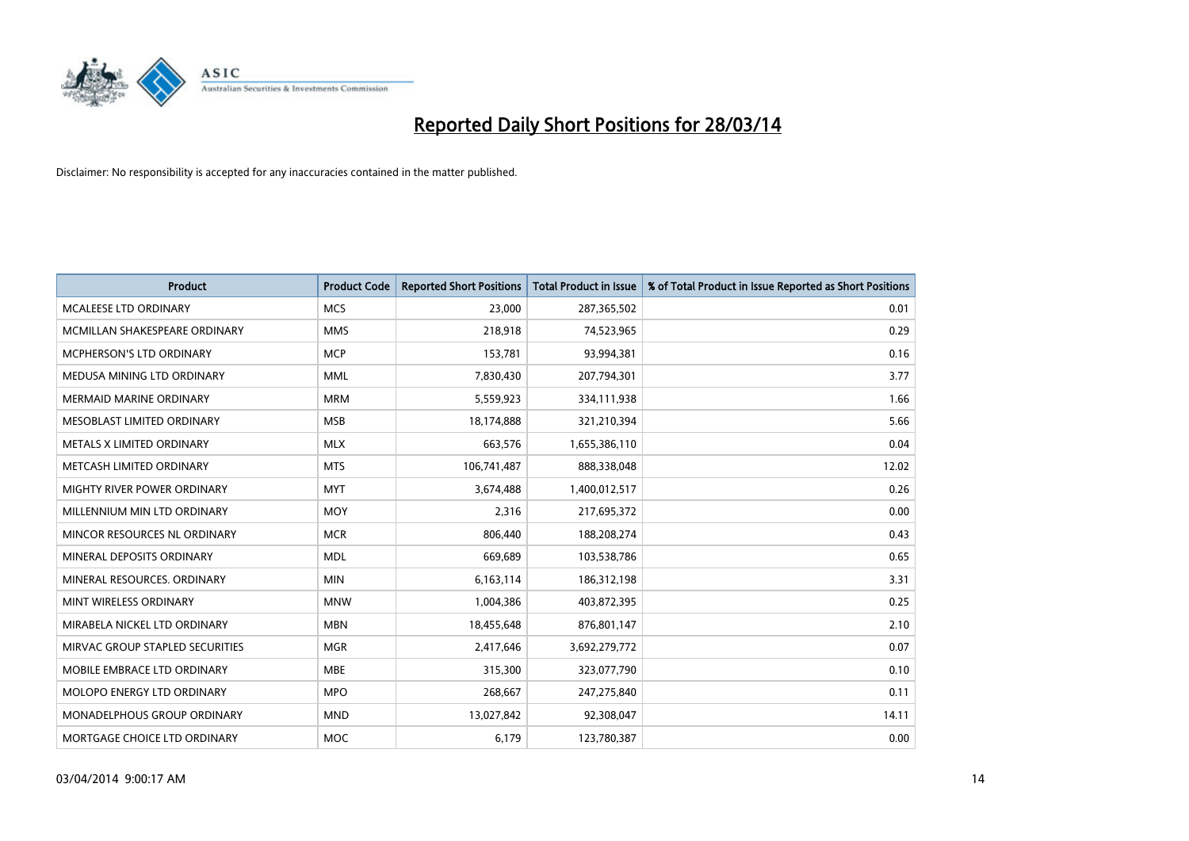# Reported Daily Short Positions for 28/03/14

Disclaimer: No responsibility is accepted for any inaccuracies contained in the matter published.

| Product | Product Code | Reported Short Positions | Total Product in Issue | % of Total Product in Issue Reported as Short Positions |
|---|---|---|---|---|
| MCALEESE LTD ORDINARY | MCS | 23,000 | 287,365,502 | 0.01 |
| MCMILLAN SHAKESPEARE ORDINARY | MMS | 218,918 | 74,523,965 | 0.29 |
| MCPHERSON'S LTD ORDINARY | MCP | 153,781 | 93,994,381 | 0.16 |
| MEDUSA MINING LTD ORDINARY | MML | 7,830,430 | 207,794,301 | 3.77 |
| MERMAID MARINE ORDINARY | MRM | 5,559,923 | 334,111,938 | 1.66 |
| MESOBLAST LIMITED ORDINARY | MSB | 18,174,888 | 321,210,394 | 5.66 |
| METALS X LIMITED ORDINARY | MLX | 663,576 | 1,655,386,110 | 0.04 |
| METCASH LIMITED ORDINARY | MTS | 106,741,487 | 888,338,048 | 12.02 |
| MIGHTY RIVER POWER ORDINARY | MYT | 3,674,488 | 1,400,012,517 | 0.26 |
| MILLENNIUM MIN LTD ORDINARY | MOY | 2,316 | 217,695,372 | 0.00 |
| MINCOR RESOURCES NL ORDINARY | MCR | 806,440 | 188,208,274 | 0.43 |
| MINERAL DEPOSITS ORDINARY | MDL | 669,689 | 103,538,786 | 0.65 |
| MINERAL RESOURCES. ORDINARY | MIN | 6,163,114 | 186,312,198 | 3.31 |
| MINT WIRELESS ORDINARY | MNW | 1,004,386 | 403,872,395 | 0.25 |
| MIRABELA NICKEL LTD ORDINARY | MBN | 18,455,648 | 876,801,147 | 2.10 |
| MIRVAC GROUP STAPLED SECURITIES | MGR | 2,417,646 | 3,692,279,772 | 0.07 |
| MOBILE EMBRACE LTD ORDINARY | MBE | 315,300 | 323,077,790 | 0.10 |
| MOLOPO ENERGY LTD ORDINARY | MPO | 268,667 | 247,275,840 | 0.11 |
| MONADELPHOUS GROUP ORDINARY | MND | 13,027,842 | 92,308,047 | 14.11 |
| MORTGAGE CHOICE LTD ORDINARY | MOC | 6,179 | 123,780,387 | 0.00 |

03/04/2014 9:00:17 AM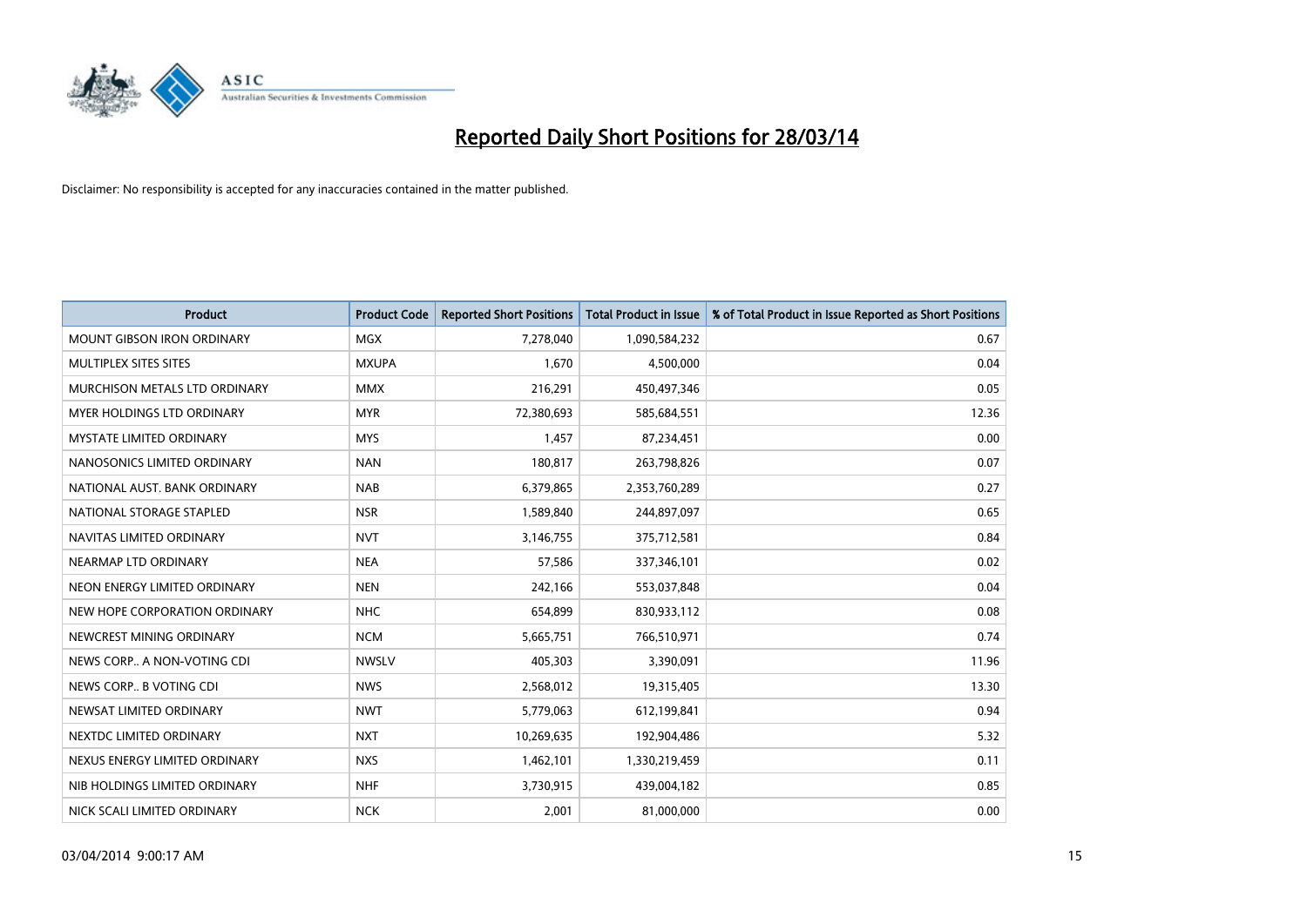# Reported Daily Short Positions for 28/03/14

Disclaimer: No responsibility is accepted for any inaccuracies contained in the matter published.

| Product | Product Code | Reported Short Positions | Total Product in Issue | % of Total Product in Issue Reported as Short Positions |
|---|---|---|---|---|
| MOUNT GIBSON IRON ORDINARY | MGX | 7,278,040 | 1,090,584,232 | 0.67 |
| MULTIPLEX SITES SITES | MXUPA | 1,670 | 4,500,000 | 0.04 |
| MURCHISON METALS LTD ORDINARY | MMX | 216,291 | 450,497,346 | 0.05 |
| MYER HOLDINGS LTD ORDINARY | MYR | 72,380,693 | 585,684,551 | 12.36 |
| MYSTATE LIMITED ORDINARY | MYS | 1,457 | 87,234,451 | 0.00 |
| NANOSONICS LIMITED ORDINARY | NAN | 180,817 | 263,798,826 | 0.07 |
| NATIONAL AUST. BANK ORDINARY | NAB | 6,379,865 | 2,353,760,289 | 0.27 |
| NATIONAL STORAGE STAPLED | NSR | 1,589,840 | 244,897,097 | 0.65 |
| NAVITAS LIMITED ORDINARY | NVT | 3,146,755 | 375,712,581 | 0.84 |
| NEARMAP LTD ORDINARY | NEA | 57,586 | 337,346,101 | 0.02 |
| NEON ENERGY LIMITED ORDINARY | NEN | 242,166 | 553,037,848 | 0.04 |
| NEW HOPE CORPORATION ORDINARY | NHC | 654,899 | 830,933,112 | 0.08 |
| NEWCREST MINING ORDINARY | NCM | 5,665,751 | 766,510,971 | 0.74 |
| NEWS CORP.. A NON-VOTING CDI | NWSLV | 405,303 | 3,390,091 | 11.96 |
| NEWS CORP.. B VOTING CDI | NWS | 2,568,012 | 19,315,405 | 13.30 |
| NEWSAT LIMITED ORDINARY | NWT | 5,779,063 | 612,199,841 | 0.94 |
| NEXTDC LIMITED ORDINARY | NXT | 10,269,635 | 192,904,486 | 5.32 |
| NEXUS ENERGY LIMITED ORDINARY | NXS | 1,462,101 | 1,330,219,459 | 0.11 |
| NIB HOLDINGS LIMITED ORDINARY | NHF | 3,730,915 | 439,004,182 | 0.85 |
| NICK SCALI LIMITED ORDINARY | NCK | 2,001 | 81,000,000 | 0.00 |

03/04/2014 9:00:17 AM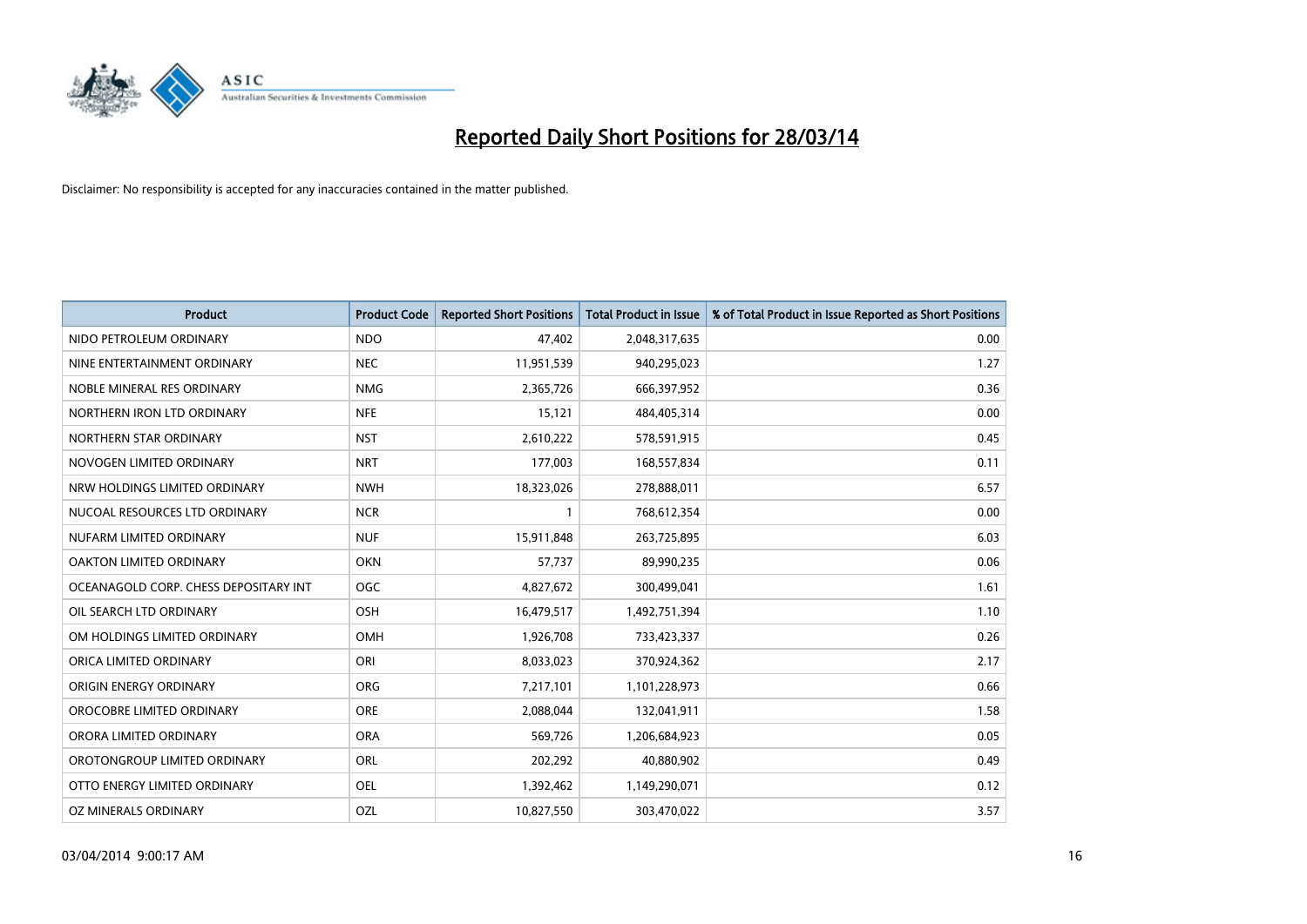# Reported Daily Short Positions for 28/03/14

Disclaimer: No responsibility is accepted for any inaccuracies contained in the matter published.

| Product | Product Code | Reported Short Positions | Total Product in Issue | % of Total Product in Issue Reported as Short Positions |
|---|---|---|---|---|
| NIDO PETROLEUM ORDINARY | NDO | 47,402 | 2,048,317,635 | 0.00 |
| NINE ENTERTAINMENT ORDINARY | NEC | 11,951,539 | 940,295,023 | 1.27 |
| NOBLE MINERAL RES ORDINARY | NMG | 2,365,726 | 666,397,952 | 0.36 |
| NORTHERN IRON LTD ORDINARY | NFE | 15,121 | 484,405,314 | 0.00 |
| NORTHERN STAR ORDINARY | NST | 2,610,222 | 578,591,915 | 0.45 |
| NOVOGEN LIMITED ORDINARY | NRT | 177,003 | 168,557,834 | 0.11 |
| NRW HOLDINGS LIMITED ORDINARY | NWH | 18,323,026 | 278,888,011 | 6.57 |
| NUCOAL RESOURCES LTD ORDINARY | NCR | 1 | 768,612,354 | 0.00 |
| NUFARM LIMITED ORDINARY | NUF | 15,911,848 | 263,725,895 | 6.03 |
| OAKTON LIMITED ORDINARY | OKN | 57,737 | 89,990,235 | 0.06 |
| OCEANAGOLD CORP. CHESS DEPOSITARY INT | OGC | 4,827,672 | 300,499,041 | 1.61 |
| OIL SEARCH LTD ORDINARY | OSH | 16,479,517 | 1,492,751,394 | 1.10 |
| OM HOLDINGS LIMITED ORDINARY | OMH | 1,926,708 | 733,423,337 | 0.26 |
| ORICA LIMITED ORDINARY | ORI | 8,033,023 | 370,924,362 | 2.17 |
| ORIGIN ENERGY ORDINARY | ORG | 7,217,101 | 1,101,228,973 | 0.66 |
| OROCOBRE LIMITED ORDINARY | ORE | 2,088,044 | 132,041,911 | 1.58 |
| ORORA LIMITED ORDINARY | ORA | 569,726 | 1,206,684,923 | 0.05 |
| OROTONGROUP LIMITED ORDINARY | ORL | 202,292 | 40,880,902 | 0.49 |
| OTTO ENERGY LIMITED ORDINARY | OEL | 1,392,462 | 1,149,290,071 | 0.12 |
| OZ MINERALS ORDINARY | OZL | 10,827,550 | 303,470,022 | 3.57 |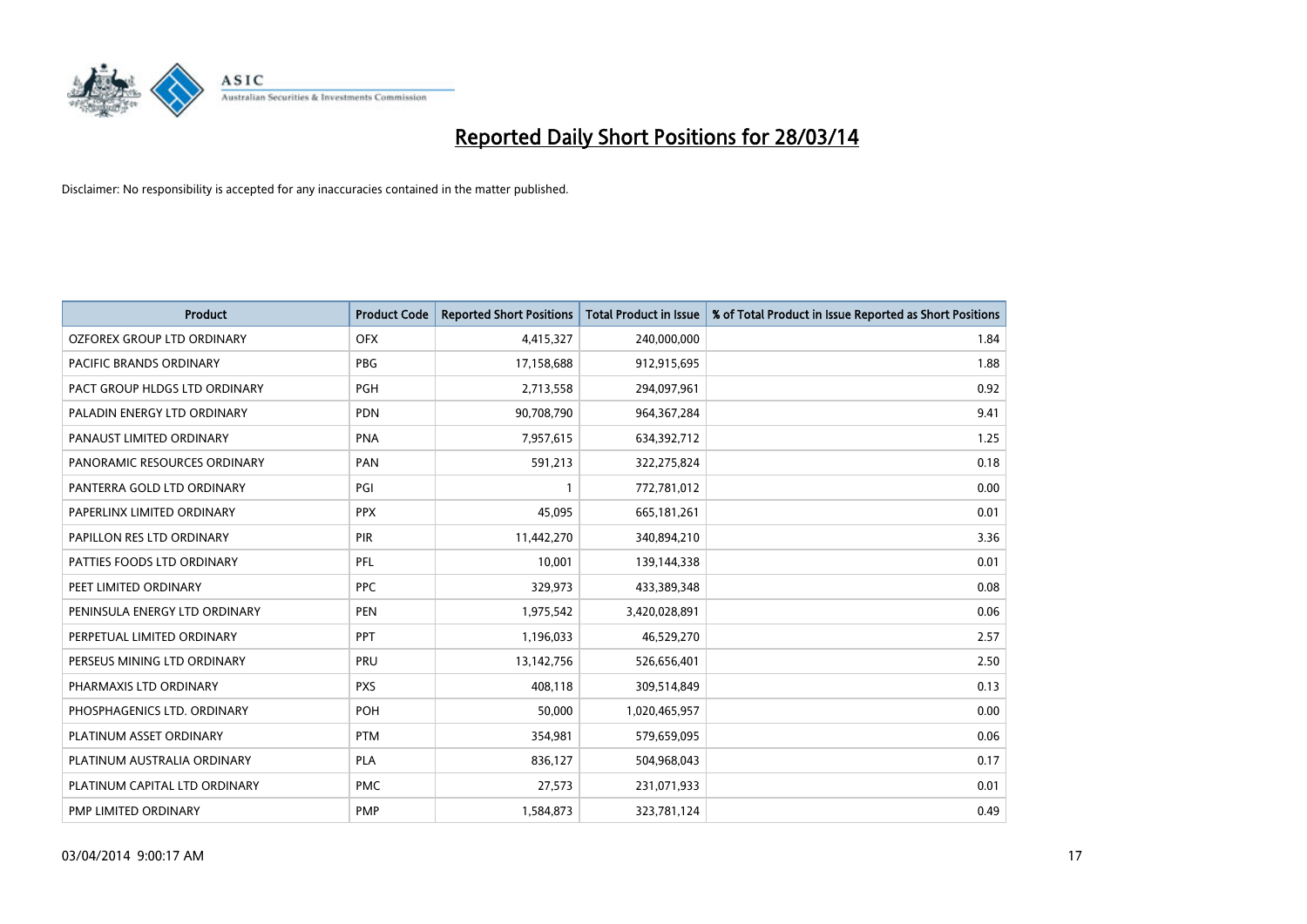# Reported Daily Short Positions for 28/03/14

Disclaimer: No responsibility is accepted for any inaccuracies contained in the matter published.

| Product | Product Code | Reported Short Positions | Total Product in Issue | % of Total Product in Issue Reported as Short Positions |
|---|---|---|---|---|
| OZFOREX GROUP LTD ORDINARY | OFX | 4,415,327 | 240,000,000 | 1.84 |
| PACIFIC BRANDS ORDINARY | PBG | 17,158,688 | 912,915,695 | 1.88 |
| PACT GROUP HLDGS LTD ORDINARY | PGH | 2,713,558 | 294,097,961 | 0.92 |
| PALADIN ENERGY LTD ORDINARY | PDN | 90,708,790 | 964,367,284 | 9.41 |
| PANAUST LIMITED ORDINARY | PNA | 7,957,615 | 634,392,712 | 1.25 |
| PANORAMIC RESOURCES ORDINARY | PAN | 591,213 | 322,275,824 | 0.18 |
| PANTERRA GOLD LTD ORDINARY | PGI | 1 | 772,781,012 | 0.00 |
| PAPERLINX LIMITED ORDINARY | PPX | 45,095 | 665,181,261 | 0.01 |
| PAPILLON RES LTD ORDINARY | PIR | 11,442,270 | 340,894,210 | 3.36 |
| PATTIES FOODS LTD ORDINARY | PFL | 10,001 | 139,144,338 | 0.01 |
| PEET LIMITED ORDINARY | PPC | 329,973 | 433,389,348 | 0.08 |
| PENINSULA ENERGY LTD ORDINARY | PEN | 1,975,542 | 3,420,028,891 | 0.06 |
| PERPETUAL LIMITED ORDINARY | PPT | 1,196,033 | 46,529,270 | 2.57 |
| PERSEUS MINING LTD ORDINARY | PRU | 13,142,756 | 526,656,401 | 2.50 |
| PHARMAXIS LTD ORDINARY | PXS | 408,118 | 309,514,849 | 0.13 |
| PHOSPHAGENICS LTD. ORDINARY | POH | 50,000 | 1,020,465,957 | 0.00 |
| PLATINUM ASSET ORDINARY | PTM | 354,981 | 579,659,095 | 0.06 |
| PLATINUM AUSTRALIA ORDINARY | PLA | 836,127 | 504,968,043 | 0.17 |
| PLATINUM CAPITAL LTD ORDINARY | PMC | 27,573 | 231,071,933 | 0.01 |
| PMP LIMITED ORDINARY | PMP | 1,584,873 | 323,781,124 | 0.49 |

03/04/2014 9:00:17 AM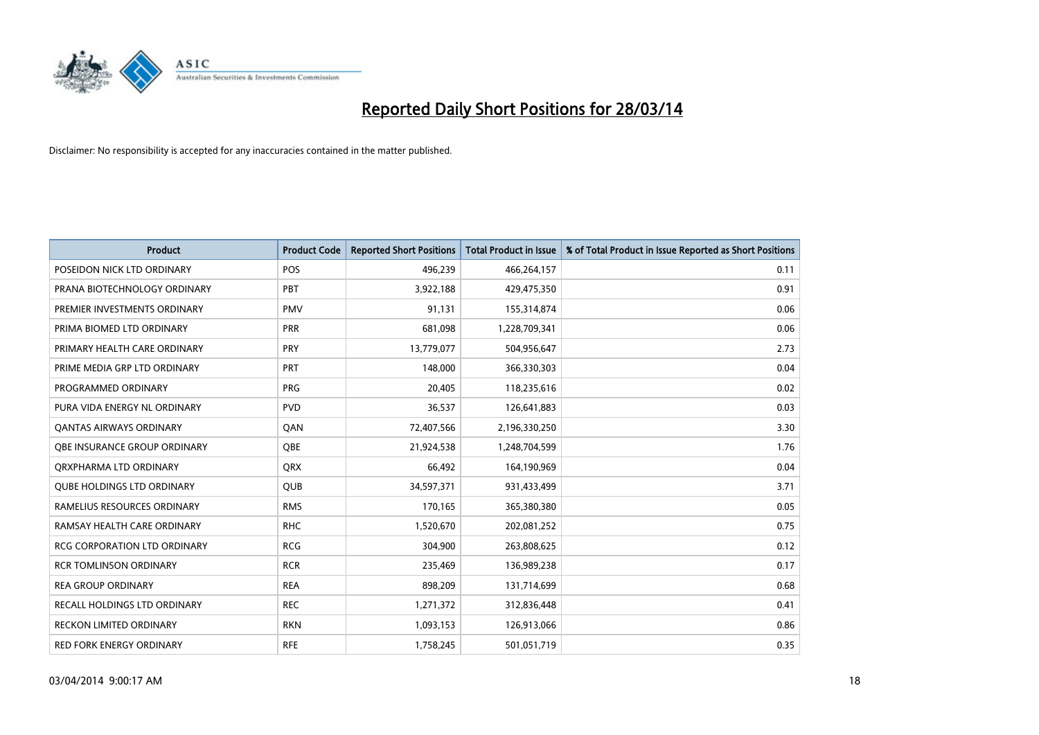# Reported Daily Short Positions for 28/03/14

Disclaimer: No responsibility is accepted for any inaccuracies contained in the matter published.

| Product | Product Code | Reported Short Positions | Total Product in Issue | % of Total Product in Issue Reported as Short Positions |
|---|---|---|---|---|
| POSEIDON NICK LTD ORDINARY | POS | 496,239 | 466,264,157 | 0.11 |
| PRANA BIOTECHNOLOGY ORDINARY | PBT | 3,922,188 | 429,475,350 | 0.91 |
| PREMIER INVESTMENTS ORDINARY | PMV | 91,131 | 155,314,874 | 0.06 |
| PRIMA BIOMED LTD ORDINARY | PRR | 681,098 | 1,228,709,341 | 0.06 |
| PRIMARY HEALTH CARE ORDINARY | PRY | 13,779,077 | 504,956,647 | 2.73 |
| PRIME MEDIA GRP LTD ORDINARY | PRT | 148,000 | 366,330,303 | 0.04 |
| PROGRAMMED ORDINARY | PRG | 20,405 | 118,235,616 | 0.02 |
| PURA VIDA ENERGY NL ORDINARY | PVD | 36,537 | 126,641,883 | 0.03 |
| QANTAS AIRWAYS ORDINARY | QAN | 72,407,566 | 2,196,330,250 | 3.30 |
| QBE INSURANCE GROUP ORDINARY | QBE | 21,924,538 | 1,248,704,599 | 1.76 |
| QRXPHARMA LTD ORDINARY | QRX | 66,492 | 164,190,969 | 0.04 |
| QUBE HOLDINGS LTD ORDINARY | QUB | 34,597,371 | 931,433,499 | 3.71 |
| RAMELIUS RESOURCES ORDINARY | RMS | 170,165 | 365,380,380 | 0.05 |
| RAMSAY HEALTH CARE ORDINARY | RHC | 1,520,670 | 202,081,252 | 0.75 |
| RCG CORPORATION LTD ORDINARY | RCG | 304,900 | 263,808,625 | 0.12 |
| RCR TOMLINSON ORDINARY | RCR | 235,469 | 136,989,238 | 0.17 |
| REA GROUP ORDINARY | REA | 898,209 | 131,714,699 | 0.68 |
| RECALL HOLDINGS LTD ORDINARY | REC | 1,271,372 | 312,836,448 | 0.41 |
| RECKON LIMITED ORDINARY | RKN | 1,093,153 | 126,913,066 | 0.86 |
| RED FORK ENERGY ORDINARY | RFE | 1,758,245 | 501,051,719 | 0.35 |

03/04/2014 9:00:17 AM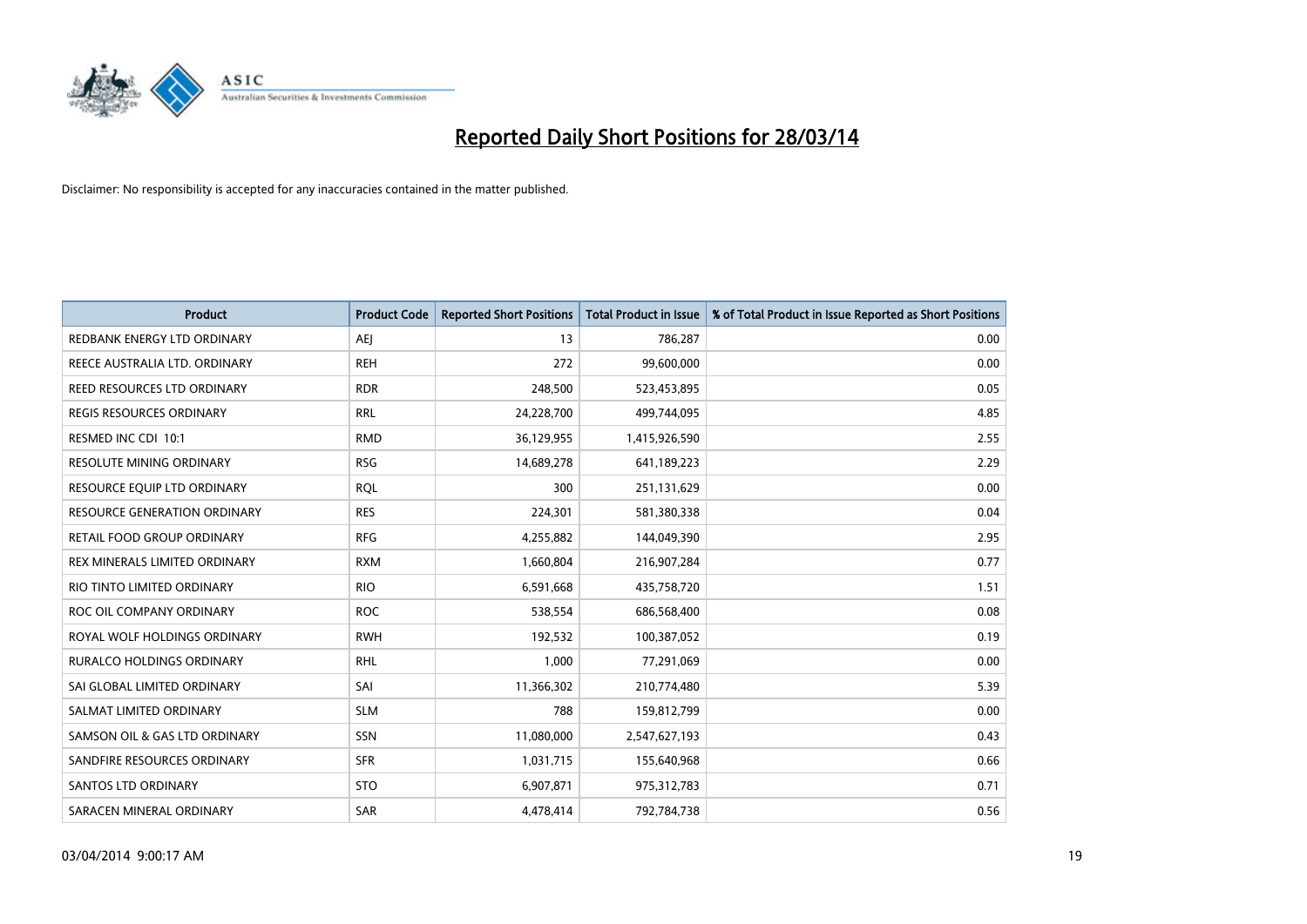# Reported Daily Short Positions for 28/03/14

Disclaimer: No responsibility is accepted for any inaccuracies contained in the matter published.

| Product | Product Code | Reported Short Positions | Total Product in Issue | % of Total Product in Issue Reported as Short Positions |
|---|---|---|---|---|
| REDBANK ENERGY LTD ORDINARY | AEJ | 13 | 786,287 | 0.00 |
| REECE AUSTRALIA LTD. ORDINARY | REH | 272 | 99,600,000 | 0.00 |
| REED RESOURCES LTD ORDINARY | RDR | 248,500 | 523,453,895 | 0.05 |
| REGIS RESOURCES ORDINARY | RRL | 24,228,700 | 499,744,095 | 4.85 |
| RESMED INC CDI 10:1 | RMD | 36,129,955 | 1,415,926,590 | 2.55 |
| RESOLUTE MINING ORDINARY | RSG | 14,689,278 | 641,189,223 | 2.29 |
| RESOURCE EQUIP LTD ORDINARY | RQL | 300 | 251,131,629 | 0.00 |
| RESOURCE GENERATION ORDINARY | RES | 224,301 | 581,380,338 | 0.04 |
| RETAIL FOOD GROUP ORDINARY | RFG | 4,255,882 | 144,049,390 | 2.95 |
| REX MINERALS LIMITED ORDINARY | RXM | 1,660,804 | 216,907,284 | 0.77 |
| RIO TINTO LIMITED ORDINARY | RIO | 6,591,668 | 435,758,720 | 1.51 |
| ROC OIL COMPANY ORDINARY | ROC | 538,554 | 686,568,400 | 0.08 |
| ROYAL WOLF HOLDINGS ORDINARY | RWH | 192,532 | 100,387,052 | 0.19 |
| RURALCO HOLDINGS ORDINARY | RHL | 1,000 | 77,291,069 | 0.00 |
| SAI GLOBAL LIMITED ORDINARY | SAI | 11,366,302 | 210,774,480 | 5.39 |
| SALMAT LIMITED ORDINARY | SLM | 788 | 159,812,799 | 0.00 |
| SAMSON OIL & GAS LTD ORDINARY | SSN | 11,080,000 | 2,547,627,193 | 0.43 |
| SANDFIRE RESOURCES ORDINARY | SFR | 1,031,715 | 155,640,968 | 0.66 |
| SANTOS LTD ORDINARY | STO | 6,907,871 | 975,312,783 | 0.71 |
| SARACEN MINERAL ORDINARY | SAR | 4,478,414 | 792,784,738 | 0.56 |

03/04/2014 9:00:17 AM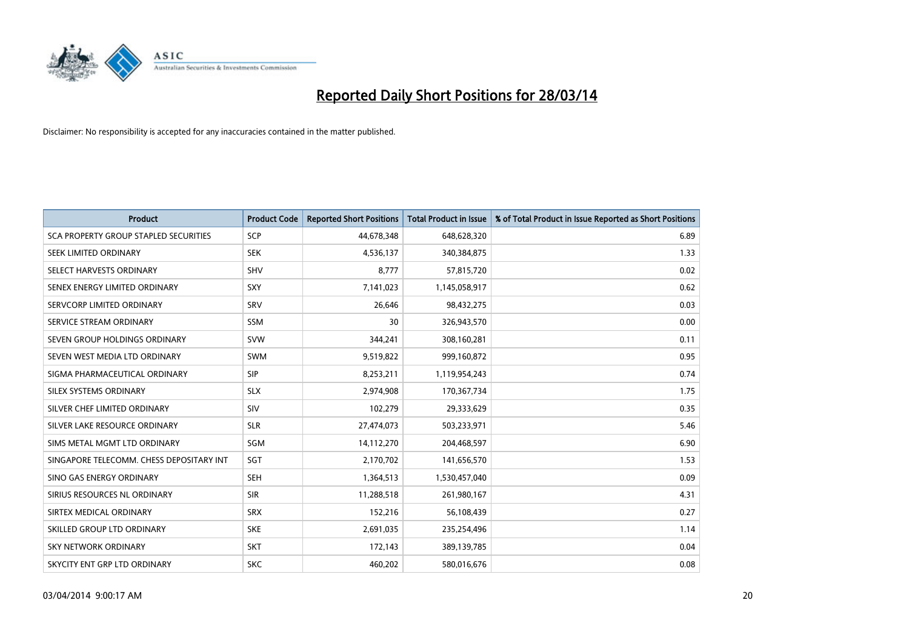# Reported Daily Short Positions for 28/03/14

Disclaimer: No responsibility is accepted for any inaccuracies contained in the matter published.

| Product | Product Code | Reported Short Positions | Total Product in Issue | % of Total Product in Issue Reported as Short Positions |
|---|---|---|---|---|
| SCA PROPERTY GROUP STAPLED SECURITIES | SCP | 44,678,348 | 648,628,320 | 6.89 |
| SEEK LIMITED ORDINARY | SEK | 4,536,137 | 340,384,875 | 1.33 |
| SELECT HARVESTS ORDINARY | SHV | 8,777 | 57,815,720 | 0.02 |
| SENEX ENERGY LIMITED ORDINARY | SXY | 7,141,023 | 1,145,058,917 | 0.62 |
| SERVCORP LIMITED ORDINARY | SRV | 26,646 | 98,432,275 | 0.03 |
| SERVICE STREAM ORDINARY | SSM | 30 | 326,943,570 | 0.00 |
| SEVEN GROUP HOLDINGS ORDINARY | SVW | 344,241 | 308,160,281 | 0.11 |
| SEVEN WEST MEDIA LTD ORDINARY | SWM | 9,519,822 | 999,160,872 | 0.95 |
| SIGMA PHARMACEUTICAL ORDINARY | SIP | 8,253,211 | 1,119,954,243 | 0.74 |
| SILEX SYSTEMS ORDINARY | SLX | 2,974,908 | 170,367,734 | 1.75 |
| SILVER CHEF LIMITED ORDINARY | SIV | 102,279 | 29,333,629 | 0.35 |
| SILVER LAKE RESOURCE ORDINARY | SLR | 27,474,073 | 503,233,971 | 5.46 |
| SIMS METAL MGMT LTD ORDINARY | SGM | 14,112,270 | 204,468,597 | 6.90 |
| SINGAPORE TELECOMM. CHESS DEPOSITARY INT | SGT | 2,170,702 | 141,656,570 | 1.53 |
| SINO GAS ENERGY ORDINARY | SEH | 1,364,513 | 1,530,457,040 | 0.09 |
| SIRIUS RESOURCES NL ORDINARY | SIR | 11,288,518 | 261,980,167 | 4.31 |
| SIRTEX MEDICAL ORDINARY | SRX | 152,216 | 56,108,439 | 0.27 |
| SKILLED GROUP LTD ORDINARY | SKE | 2,691,035 | 235,254,496 | 1.14 |
| SKY NETWORK ORDINARY | SKT | 172,143 | 389,139,785 | 0.04 |
| SKYCITY ENT GRP LTD ORDINARY | SKC | 460,202 | 580,016,676 | 0.08 |

03/04/2014 9:00:17 AM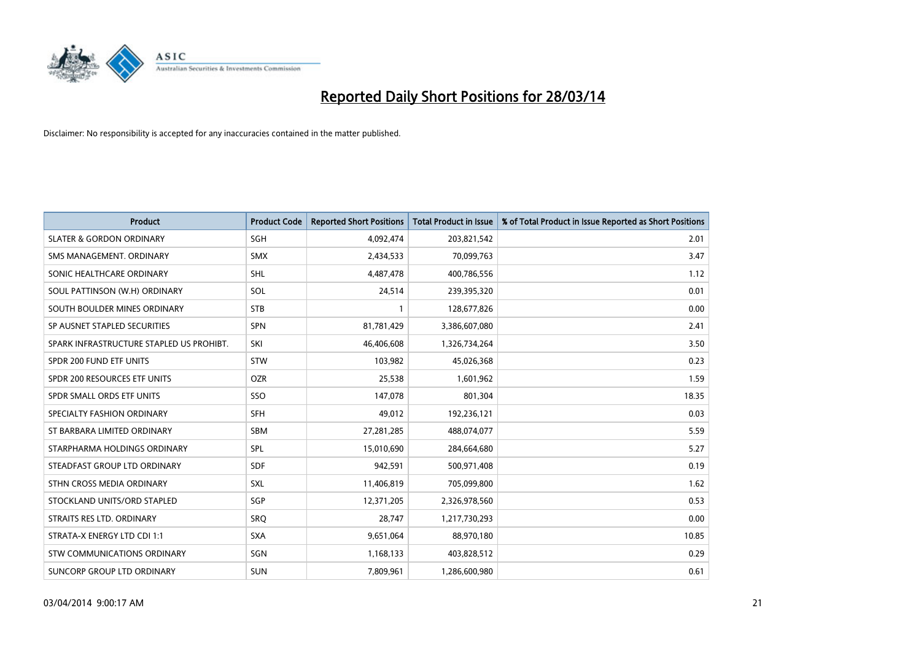# Reported Daily Short Positions for 28/03/14

Disclaimer: No responsibility is accepted for any inaccuracies contained in the matter published.

| Product | Product Code | Reported Short Positions | Total Product in Issue | % of Total Product in Issue Reported as Short Positions |
|---|---|---|---|---|
| SLATER & GORDON ORDINARY | SGH | 4,092,474 | 203,821,542 | 2.01 |
| SMS MANAGEMENT. ORDINARY | SMX | 2,434,533 | 70,099,763 | 3.47 |
| SONIC HEALTHCARE ORDINARY | SHL | 4,487,478 | 400,786,556 | 1.12 |
| SOUL PATTINSON (W.H) ORDINARY | SOL | 24,514 | 239,395,320 | 0.01 |
| SOUTH BOULDER MINES ORDINARY | STB | 1 | 128,677,826 | 0.00 |
| SP AUSNET STAPLED SECURITIES | SPN | 81,781,429 | 3,386,607,080 | 2.41 |
| SPARK INFRASTRUCTURE STAPLED US PROHIBT. | SKI | 46,406,608 | 1,326,734,264 | 3.50 |
| SPDR 200 FUND ETF UNITS | STW | 103,982 | 45,026,368 | 0.23 |
| SPDR 200 RESOURCES ETF UNITS | OZR | 25,538 | 1,601,962 | 1.59 |
| SPDR SMALL ORDS ETF UNITS | SSO | 147,078 | 801,304 | 18.35 |
| SPECIALTY FASHION ORDINARY | SFH | 49,012 | 192,236,121 | 0.03 |
| ST BARBARA LIMITED ORDINARY | SBM | 27,281,285 | 488,074,077 | 5.59 |
| STARPHARMA HOLDINGS ORDINARY | SPL | 15,010,690 | 284,664,680 | 5.27 |
| STEADFAST GROUP LTD ORDINARY | SDF | 942,591 | 500,971,408 | 0.19 |
| STHN CROSS MEDIA ORDINARY | SXL | 11,406,819 | 705,099,800 | 1.62 |
| STOCKLAND UNITS/ORD STAPLED | SGP | 12,371,205 | 2,326,978,560 | 0.53 |
| STRAITS RES LTD. ORDINARY | SRQ | 28,747 | 1,217,730,293 | 0.00 |
| STRATA-X ENERGY LTD CDI 1:1 | SXA | 9,651,064 | 88,970,180 | 10.85 |
| STW COMMUNICATIONS ORDINARY | SGN | 1,168,133 | 403,828,512 | 0.29 |
| SUNCORP GROUP LTD ORDINARY | SUN | 7,809,961 | 1,286,600,980 | 0.61 |

03/04/2014 9:00:17 AM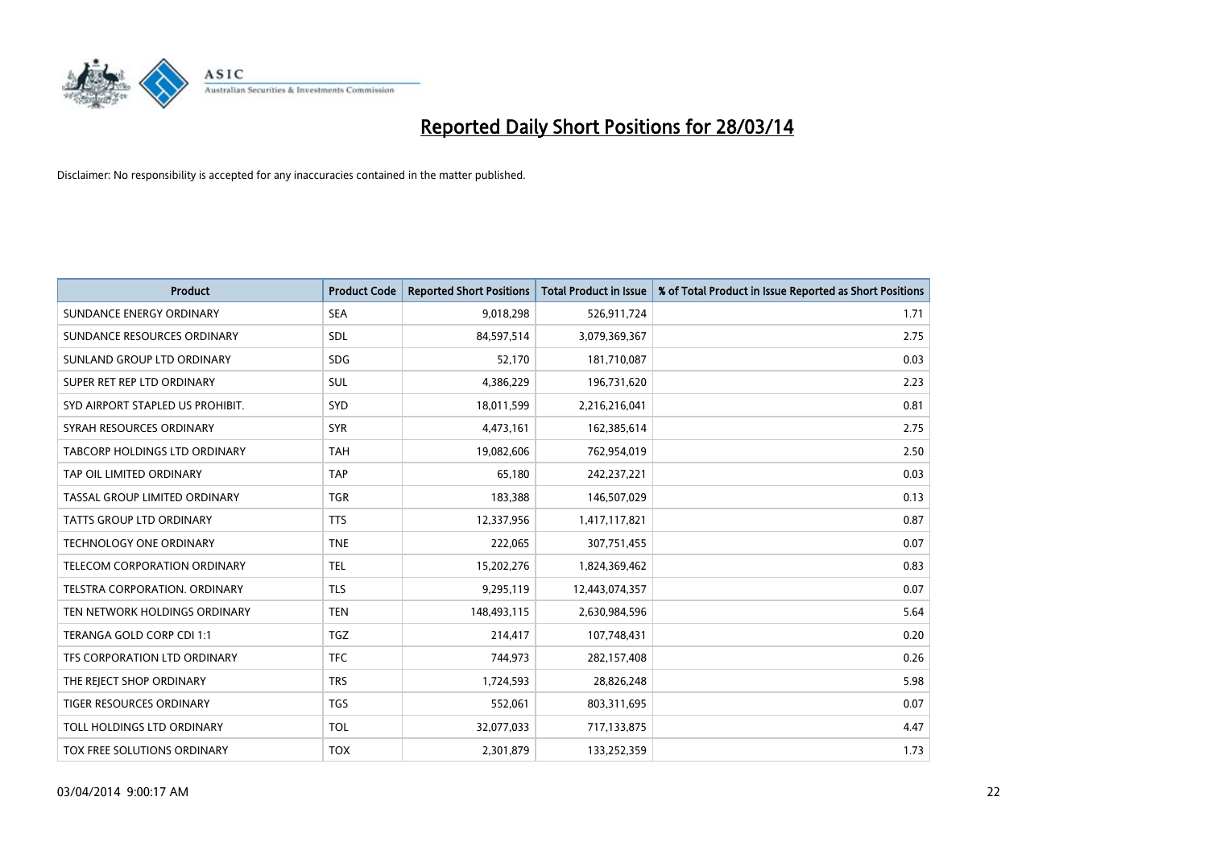# Reported Daily Short Positions for 28/03/14

Disclaimer: No responsibility is accepted for any inaccuracies contained in the matter published.

| Product | Product Code | Reported Short Positions | Total Product in Issue | % of Total Product in Issue Reported as Short Positions |
|---|---|---|---|---|
| SUNDANCE ENERGY ORDINARY | SEA | 9,018,298 | 526,911,724 | 1.71 |
| SUNDANCE RESOURCES ORDINARY | SDL | 84,597,514 | 3,079,369,367 | 2.75 |
| SUNLAND GROUP LTD ORDINARY | SDG | 52,170 | 181,710,087 | 0.03 |
| SUPER RET REP LTD ORDINARY | SUL | 4,386,229 | 196,731,620 | 2.23 |
| SYD AIRPORT STAPLED US PROHIBIT. | SYD | 18,011,599 | 2,216,216,041 | 0.81 |
| SYRAH RESOURCES ORDINARY | SYR | 4,473,161 | 162,385,614 | 2.75 |
| TABCORP HOLDINGS LTD ORDINARY | TAH | 19,082,606 | 762,954,019 | 2.50 |
| TAP OIL LIMITED ORDINARY | TAP | 65,180 | 242,237,221 | 0.03 |
| TASSAL GROUP LIMITED ORDINARY | TGR | 183,388 | 146,507,029 | 0.13 |
| TATTS GROUP LTD ORDINARY | TTS | 12,337,956 | 1,417,117,821 | 0.87 |
| TECHNOLOGY ONE ORDINARY | TNE | 222,065 | 307,751,455 | 0.07 |
| TELECOM CORPORATION ORDINARY | TEL | 15,202,276 | 1,824,369,462 | 0.83 |
| TELSTRA CORPORATION. ORDINARY | TLS | 9,295,119 | 12,443,074,357 | 0.07 |
| TEN NETWORK HOLDINGS ORDINARY | TEN | 148,493,115 | 2,630,984,596 | 5.64 |
| TERANGA GOLD CORP CDI 1:1 | TGZ | 214,417 | 107,748,431 | 0.20 |
| TFS CORPORATION LTD ORDINARY | TFC | 744,973 | 282,157,408 | 0.26 |
| THE REJECT SHOP ORDINARY | TRS | 1,724,593 | 28,826,248 | 5.98 |
| TIGER RESOURCES ORDINARY | TGS | 552,061 | 803,311,695 | 0.07 |
| TOLL HOLDINGS LTD ORDINARY | TOL | 32,077,033 | 717,133,875 | 4.47 |
| TOX FREE SOLUTIONS ORDINARY | TOX | 2,301,879 | 133,252,359 | 1.73 |

03/04/2014 9:00:17 AM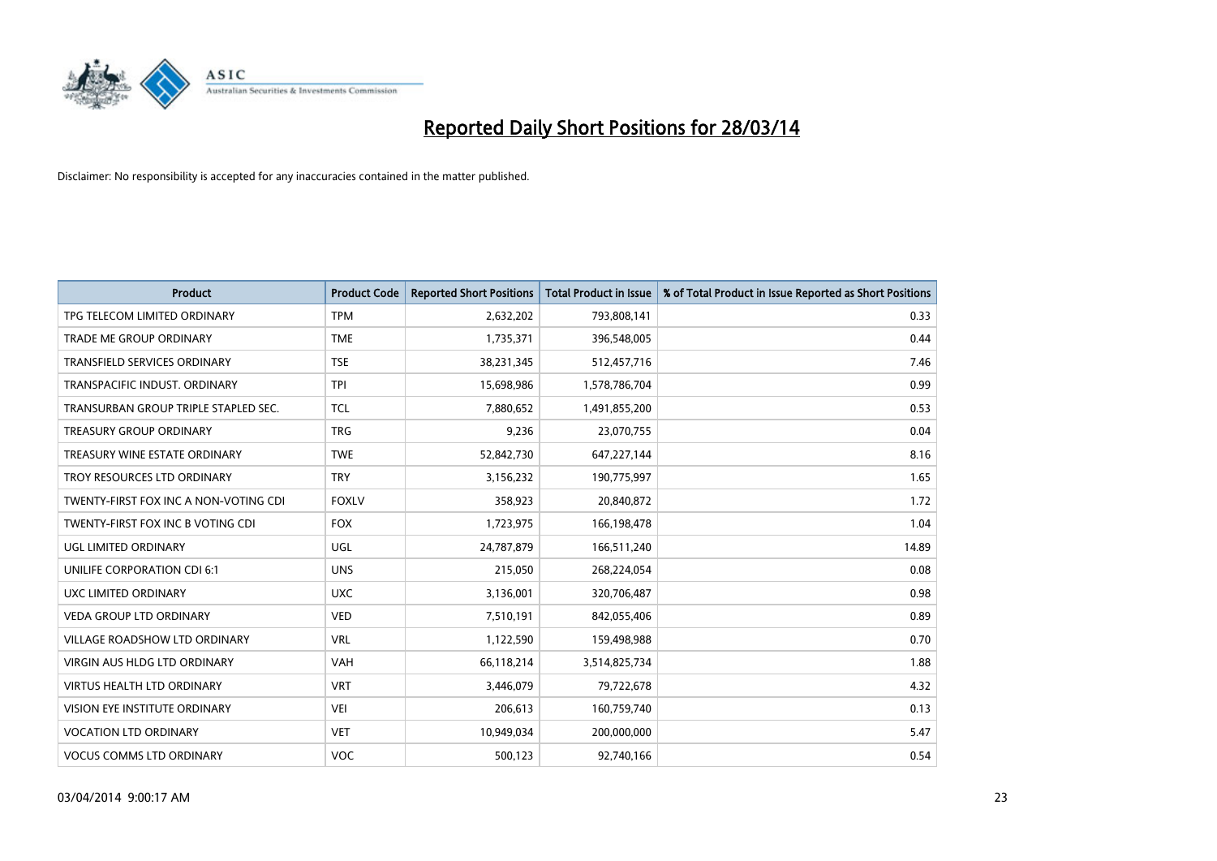# Reported Daily Short Positions for 28/03/14

Disclaimer: No responsibility is accepted for any inaccuracies contained in the matter published.

| Product | Product Code | Reported Short Positions | Total Product in Issue | % of Total Product in Issue Reported as Short Positions |
|---|---|---|---|---|
| TPG TELECOM LIMITED ORDINARY | TPM | 2,632,202 | 793,808,141 | 0.33 |
| TRADE ME GROUP ORDINARY | TME | 1,735,371 | 396,548,005 | 0.44 |
| TRANSFIELD SERVICES ORDINARY | TSE | 38,231,345 | 512,457,716 | 7.46 |
| TRANSPACIFIC INDUST. ORDINARY | TPI | 15,698,986 | 1,578,786,704 | 0.99 |
| TRANSURBAN GROUP TRIPLE STAPLED SEC. | TCL | 7,880,652 | 1,491,855,200 | 0.53 |
| TREASURY GROUP ORDINARY | TRG | 9,236 | 23,070,755 | 0.04 |
| TREASURY WINE ESTATE ORDINARY | TWE | 52,842,730 | 647,227,144 | 8.16 |
| TROY RESOURCES LTD ORDINARY | TRY | 3,156,232 | 190,775,997 | 1.65 |
| TWENTY-FIRST FOX INC A NON-VOTING CDI | FOXLV | 358,923 | 20,840,872 | 1.72 |
| TWENTY-FIRST FOX INC B VOTING CDI | FOX | 1,723,975 | 166,198,478 | 1.04 |
| UGL LIMITED ORDINARY | UGL | 24,787,879 | 166,511,240 | 14.89 |
| UNILIFE CORPORATION CDI 6:1 | UNS | 215,050 | 268,224,054 | 0.08 |
| UXC LIMITED ORDINARY | UXC | 3,136,001 | 320,706,487 | 0.98 |
| VEDA GROUP LTD ORDINARY | VED | 7,510,191 | 842,055,406 | 0.89 |
| VILLAGE ROADSHOW LTD ORDINARY | VRL | 1,122,590 | 159,498,988 | 0.70 |
| VIRGIN AUS HLDG LTD ORDINARY | VAH | 66,118,214 | 3,514,825,734 | 1.88 |
| VIRTUS HEALTH LTD ORDINARY | VRT | 3,446,079 | 79,722,678 | 4.32 |
| VISION EYE INSTITUTE ORDINARY | VEI | 206,613 | 160,759,740 | 0.13 |
| VOCATION LTD ORDINARY | VET | 10,949,034 | 200,000,000 | 5.47 |
| VOCUS COMMS LTD ORDINARY | VOC | 500,123 | 92,740,166 | 0.54 |

03/04/2014 9:00:17 AM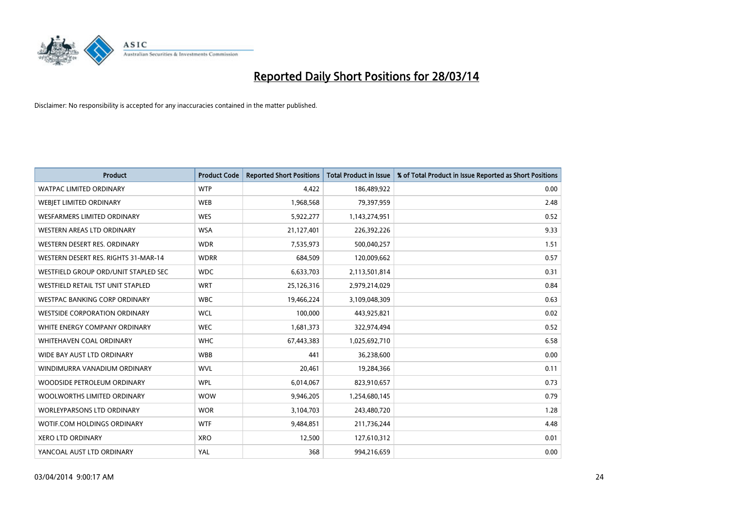# Reported Daily Short Positions for 28/03/14

Disclaimer: No responsibility is accepted for any inaccuracies contained in the matter published.

| Product | Product Code | Reported Short Positions | Total Product in Issue | % of Total Product in Issue Reported as Short Positions |
|---|---|---|---|---|
| WATPAC LIMITED ORDINARY | WTP | 4,422 | 186,489,922 | 0.00 |
| WEBJET LIMITED ORDINARY | WEB | 1,968,568 | 79,397,959 | 2.48 |
| WESFARMERS LIMITED ORDINARY | WES | 5,922,277 | 1,143,274,951 | 0.52 |
| WESTERN AREAS LTD ORDINARY | WSA | 21,127,401 | 226,392,226 | 9.33 |
| WESTERN DESERT RES. ORDINARY | WDR | 7,535,973 | 500,040,257 | 1.51 |
| WESTERN DESERT RES. RIGHTS 31-MAR-14 | WDRR | 684,509 | 120,009,662 | 0.57 |
| WESTFIELD GROUP ORD/UNIT STAPLED SEC | WDC | 6,633,703 | 2,113,501,814 | 0.31 |
| WESTFIELD RETAIL TST UNIT STAPLED | WRT | 25,126,316 | 2,979,214,029 | 0.84 |
| WESTPAC BANKING CORP ORDINARY | WBC | 19,466,224 | 3,109,048,309 | 0.63 |
| WESTSIDE CORPORATION ORDINARY | WCL | 100,000 | 443,925,821 | 0.02 |
| WHITE ENERGY COMPANY ORDINARY | WEC | 1,681,373 | 322,974,494 | 0.52 |
| WHITEHAVEN COAL ORDINARY | WHC | 67,443,383 | 1,025,692,710 | 6.58 |
| WIDE BAY AUST LTD ORDINARY | WBB | 441 | 36,238,600 | 0.00 |
| WINDIMURRA VANADIUM ORDINARY | WVL | 20,461 | 19,284,366 | 0.11 |
| WOODSIDE PETROLEUM ORDINARY | WPL | 6,014,067 | 823,910,657 | 0.73 |
| WOOLWORTHS LIMITED ORDINARY | WOW | 9,946,205 | 1,254,680,145 | 0.79 |
| WORLEYPARSONS LTD ORDINARY | WOR | 3,104,703 | 243,480,720 | 1.28 |
| WOTIF.COM HOLDINGS ORDINARY | WTF | 9,484,851 | 211,736,244 | 4.48 |
| XERO LTD ORDINARY | XRO | 12,500 | 127,610,312 | 0.01 |
| YANCOAL AUST LTD ORDINARY | YAL | 368 | 994,216,659 | 0.00 |

03/04/2014 9:00:17 AM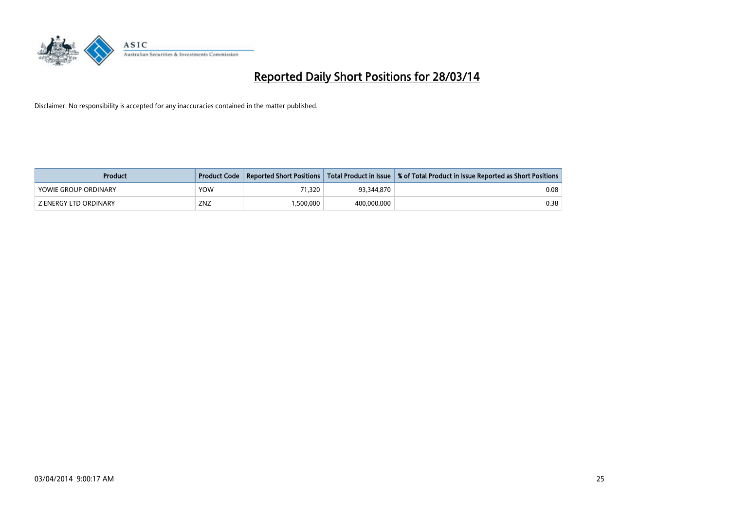# Reported Daily Short Positions for 28/03/14

Disclaimer: No responsibility is accepted for any inaccuracies contained in the matter published.

| Product | Product Code | Reported Short Positions | Total Product in Issue | % of Total Product in Issue Reported as Short Positions |
|---|---|---|---|---|
| YOWIE GROUP ORDINARY | YOW | 71,320 | 93,344,870 | 0.08 |
| Z ENERGY LTD ORDINARY | ZNZ | 1,500,000 | 400,000,000 | 0.38 |